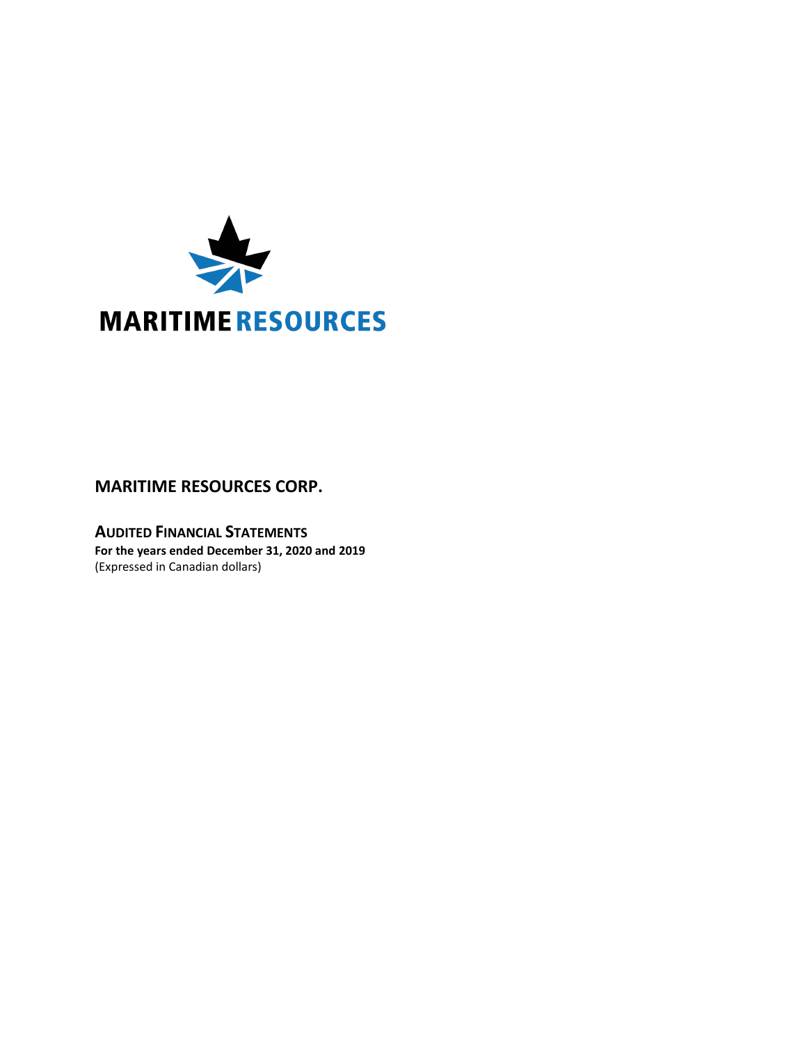MARITIME RESOURCES

## MARITIME RESOURCES CORP.

### AUDITED FINANCIAL STATEMENTS

**For the years ended December 31, 2020 and 2019**
(Expressed in Canadian dollars)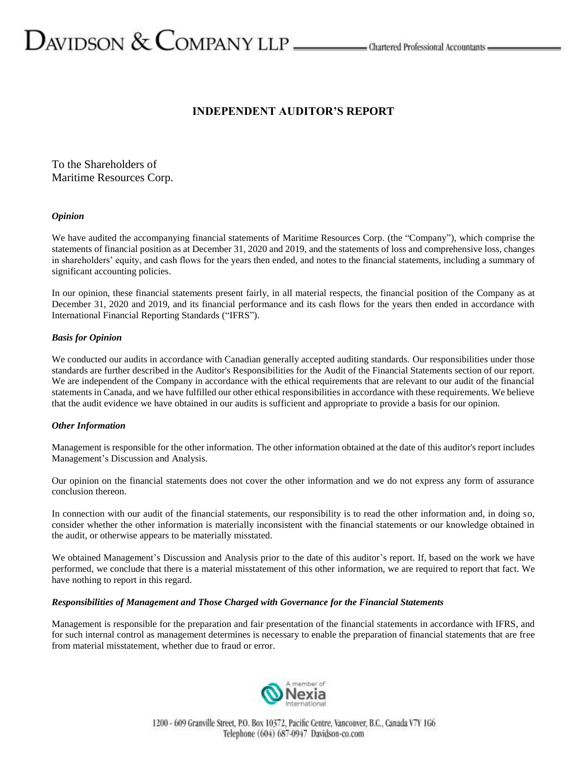DAVIDSON & COMPANY LLP — Chartered Professional Accountants

# INDEPENDENT AUDITOR'S REPORT

To the Shareholders of
Maritime Resources Corp.

### *Opinion*

We have audited the accompanying financial statements of Maritime Resources Corp. (the "Company"), which comprise the statements of financial position as at December 31, 2020 and 2019, and the statements of loss and comprehensive loss, changes in shareholders' equity, and cash flows for the years then ended, and notes to the financial statements, including a summary of significant accounting policies.

In our opinion, these financial statements present fairly, in all material respects, the financial position of the Company as at December 31, 2020 and 2019, and its financial performance and its cash flows for the years then ended in accordance with International Financial Reporting Standards ("IFRS").

### *Basis for Opinion*

We conducted our audits in accordance with Canadian generally accepted auditing standards. Our responsibilities under those standards are further described in the Auditor's Responsibilities for the Audit of the Financial Statements section of our report. We are independent of the Company in accordance with the ethical requirements that are relevant to our audit of the financial statements in Canada, and we have fulfilled our other ethical responsibilities in accordance with these requirements. We believe that the audit evidence we have obtained in our audits is sufficient and appropriate to provide a basis for our opinion.

### *Other Information*

Management is responsible for the other information. The other information obtained at the date of this auditor's report includes Management's Discussion and Analysis.

Our opinion on the financial statements does not cover the other information and we do not express any form of assurance conclusion thereon.

In connection with our audit of the financial statements, our responsibility is to read the other information and, in doing so, consider whether the other information is materially inconsistent with the financial statements or our knowledge obtained in the audit, or otherwise appears to be materially misstated.

We obtained Management's Discussion and Analysis prior to the date of this auditor's report. If, based on the work we have performed, we conclude that there is a material misstatement of this other information, we are required to report that fact. We have nothing to report in this regard.

### *Responsibilities of Management and Those Charged with Governance for the Financial Statements*

Management is responsible for the preparation and fair presentation of the financial statements in accordance with IFRS, and for such internal control as management determines is necessary to enable the preparation of financial statements that are free from material misstatement, whether due to fraud or error.

A member of Nexia International

1200 - 609 Granville Street, P.O. Box 10372, Pacific Centre, Vancouver, B.C., Canada V7Y 1G6
Telephone (604) 687-0947 Davidson-co.com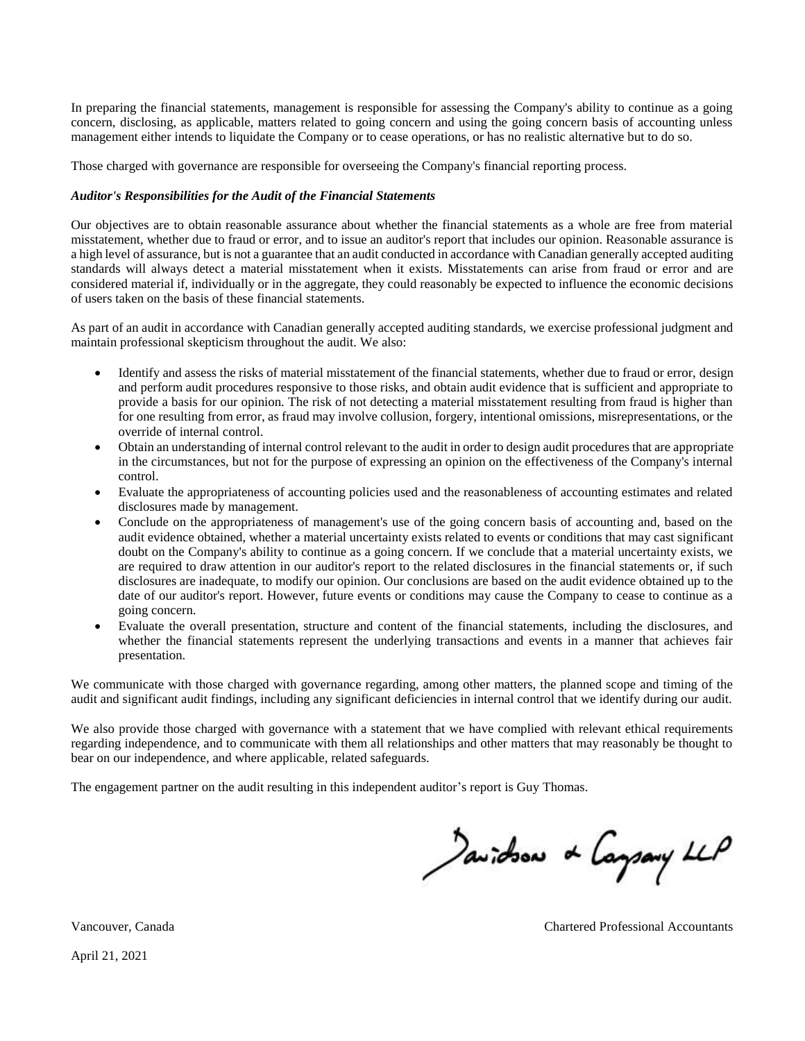In preparing the financial statements, management is responsible for assessing the Company's ability to continue as a going concern, disclosing, as applicable, matters related to going concern and using the going concern basis of accounting unless management either intends to liquidate the Company or to cease operations, or has no realistic alternative but to do so.

Those charged with governance are responsible for overseeing the Company's financial reporting process.

***Auditor's Responsibilities for the Audit of the Financial Statements***

Our objectives are to obtain reasonable assurance about whether the financial statements as a whole are free from material misstatement, whether due to fraud or error, and to issue an auditor's report that includes our opinion. Reasonable assurance is a high level of assurance, but is not a guarantee that an audit conducted in accordance with Canadian generally accepted auditing standards will always detect a material misstatement when it exists. Misstatements can arise from fraud or error and are considered material if, individually or in the aggregate, they could reasonably be expected to influence the economic decisions of users taken on the basis of these financial statements.

As part of an audit in accordance with Canadian generally accepted auditing standards, we exercise professional judgment and maintain professional skepticism throughout the audit. We also:

- Identify and assess the risks of material misstatement of the financial statements, whether due to fraud or error, design and perform audit procedures responsive to those risks, and obtain audit evidence that is sufficient and appropriate to provide a basis for our opinion. The risk of not detecting a material misstatement resulting from fraud is higher than for one resulting from error, as fraud may involve collusion, forgery, intentional omissions, misrepresentations, or the override of internal control.
- Obtain an understanding of internal control relevant to the audit in order to design audit procedures that are appropriate in the circumstances, but not for the purpose of expressing an opinion on the effectiveness of the Company's internal control.
- Evaluate the appropriateness of accounting policies used and the reasonableness of accounting estimates and related disclosures made by management.
- Conclude on the appropriateness of management's use of the going concern basis of accounting and, based on the audit evidence obtained, whether a material uncertainty exists related to events or conditions that may cast significant doubt on the Company's ability to continue as a going concern. If we conclude that a material uncertainty exists, we are required to draw attention in our auditor's report to the related disclosures in the financial statements or, if such disclosures are inadequate, to modify our opinion. Our conclusions are based on the audit evidence obtained up to the date of our auditor's report. However, future events or conditions may cause the Company to cease to continue as a going concern.
- Evaluate the overall presentation, structure and content of the financial statements, including the disclosures, and whether the financial statements represent the underlying transactions and events in a manner that achieves fair presentation.

We communicate with those charged with governance regarding, among other matters, the planned scope and timing of the audit and significant audit findings, including any significant deficiencies in internal control that we identify during our audit.

We also provide those charged with governance with a statement that we have complied with relevant ethical requirements regarding independence, and to communicate with them all relationships and other matters that may reasonably be thought to bear on our independence, and where applicable, related safeguards.

The engagement partner on the audit resulting in this independent auditor's report is Guy Thomas.

Davidson & Company LLP

Vancouver, Canada

Chartered Professional Accountants

April 21, 2021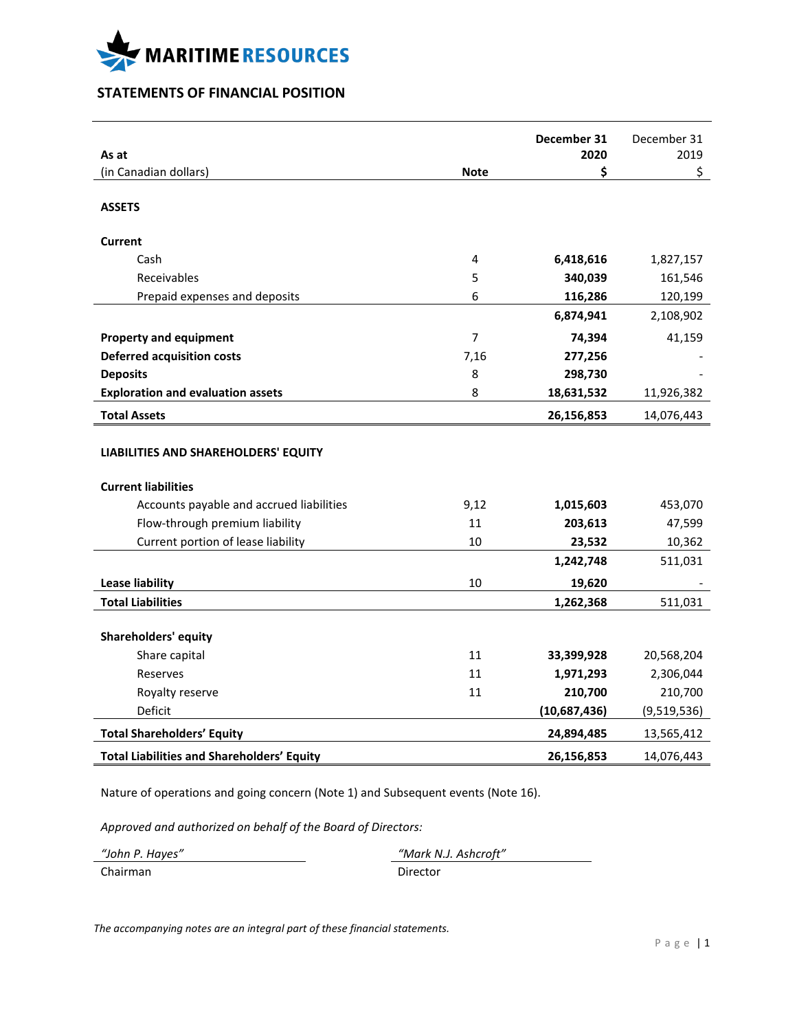MARITIME RESOURCES

## STATEMENTS OF FINANCIAL POSITION

| As at<br>(in Canadian dollars) | Note | December 31<br>2020<br>$ | December 31<br>2019<br>$ |
|---|---|---|---|
| **ASSETS** | | | |
| **Current** | | | |
| Cash | 4 | **6,418,616** | 1,827,157 |
| Receivables | 5 | **340,039** | 161,546 |
| Prepaid expenses and deposits | 6 | **116,286** | 120,199 |
| | | **6,874,941** | 2,108,902 |
| **Property and equipment** | 7 | **74,394** | 41,159 |
| **Deferred acquisition costs** | 7,16 | **277,256** | - |
| **Deposits** | 8 | **298,730** | - |
| **Exploration and evaluation assets** | 8 | **18,631,532** | 11,926,382 |
| **Total Assets** | | **26,156,853** | 14,076,443 |
| **LIABILITIES AND SHAREHOLDERS' EQUITY** | | | |
| **Current liabilities** | | | |
| Accounts payable and accrued liabilities | 9,12 | **1,015,603** | 453,070 |
| Flow-through premium liability | 11 | **203,613** | 47,599 |
| Current portion of lease liability | 10 | **23,532** | 10,362 |
| | | **1,242,748** | 511,031 |
| **Lease liability** | 10 | **19,620** | - |
| **Total Liabilities** | | **1,262,368** | 511,031 |
| **Shareholders' equity** | | | |
| Share capital | 11 | **33,399,928** | 20,568,204 |
| Reserves | 11 | **1,971,293** | 2,306,044 |
| Royalty reserve | 11 | **210,700** | 210,700 |
| Deficit | | **(10,687,436)** | (9,519,536) |
| **Total Shareholders' Equity** | | **24,894,485** | 13,565,412 |
| **Total Liabilities and Shareholders' Equity** | | **26,156,853** | 14,076,443 |

Nature of operations and going concern (Note 1) and Subsequent events (Note 16).

*Approved and authorized on behalf of the Board of Directors:*

| *"John P. Hayes"* | *"Mark N.J. Ashcroft"* |
|---|---|
| Chairman | Director |

*The accompanying notes are an integral part of these financial statements.*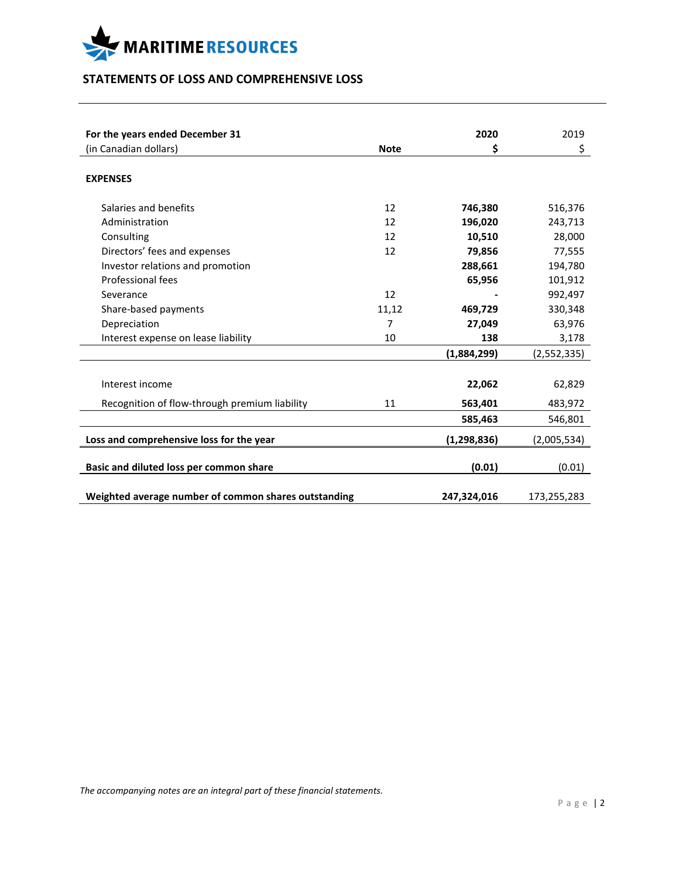MARITIME RESOURCES

## STATEMENTS OF LOSS AND COMPREHENSIVE LOSS

| For the years ended December 31<br>(in Canadian dollars) | Note | 2020<br>$ | 2019<br>$ |
|---|---|---|---|
| **EXPENSES** | | | |
| Salaries and benefits | 12 | **746,380** | 516,376 |
| Administration | 12 | **196,020** | 243,713 |
| Consulting | 12 | **10,510** | 28,000 |
| Directors' fees and expenses | 12 | **79,856** | 77,555 |
| Investor relations and promotion | | **288,661** | 194,780 |
| Professional fees | | **65,956** | 101,912 |
| Severance | 12 | **-** | 992,497 |
| Share-based payments | 11,12 | **469,729** | 330,348 |
| Depreciation | 7 | **27,049** | 63,976 |
| Interest expense on lease liability | 10 | **138** | 3,178 |
| | | **(1,884,299)** | (2,552,335) |
| Interest income | | **22,062** | 62,829 |
| Recognition of flow-through premium liability | 11 | **563,401** | 483,972 |
| | | **585,463** | 546,801 |
| **Loss and comprehensive loss for the year** | | **(1,298,836)** | (2,005,534) |
| **Basic and diluted loss per common share** | | **(0.01)** | (0.01) |
| **Weighted average number of common shares outstanding** | | **247,324,016** | 173,255,283 |

*The accompanying notes are an integral part of these financial statements.*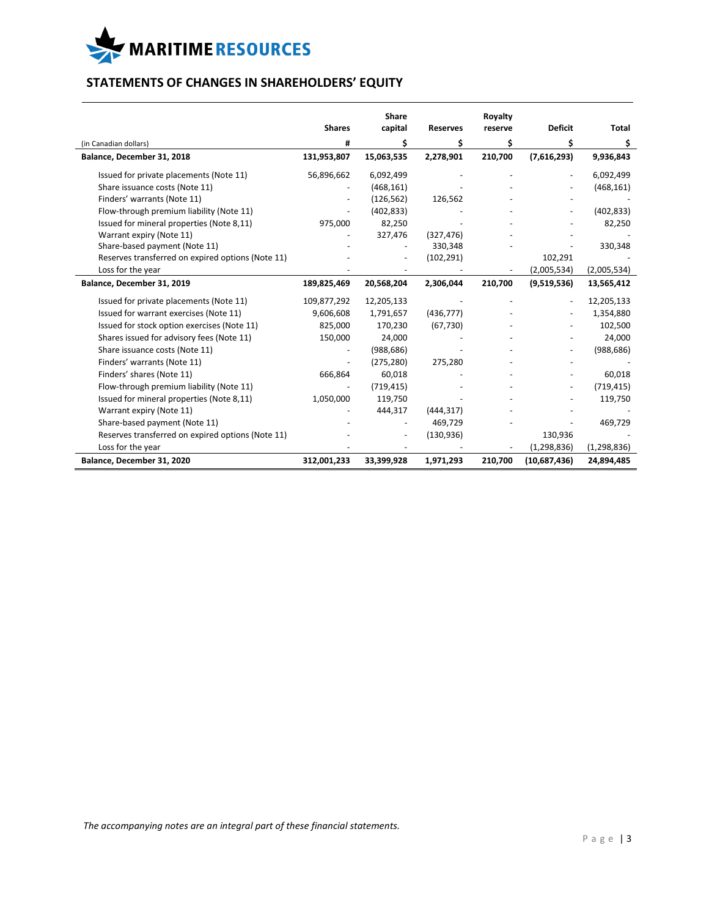MARITIME RESOURCES

## STATEMENTS OF CHANGES IN SHAREHOLDERS' EQUITY

| (in Canadian dollars) | Shares # | Share capital $ | Reserves $ | Royalty reserve $ | Deficit $ | Total $ |
|---|---|---|---|---|---|---|
| **Balance, December 31, 2018** | **131,953,807** | **15,063,535** | **2,278,901** | **210,700** | **(7,616,293)** | **9,936,843** |
| Issued for private placements (Note 11) | 56,896,662 | 6,092,499 | - | - | - | 6,092,499 |
| Share issuance costs (Note 11) | - | (468,161) | - | - | - | (468,161) |
| Finders' warrants (Note 11) | - | (126,562) | 126,562 | - | - | - |
| Flow-through premium liability (Note 11) | - | (402,833) | - | - | - | (402,833) |
| Issued for mineral properties (Note 8,11) | 975,000 | 82,250 | - | - | - | 82,250 |
| Warrant expiry (Note 11) | - | 327,476 | (327,476) | - | - | - |
| Share-based payment (Note 11) | - | - | 330,348 | - | - | 330,348 |
| Reserves transferred on expired options (Note 11) | - | - | (102,291) | | 102,291 | - |
| Loss for the year | - | - | - | - | (2,005,534) | (2,005,534) |
| **Balance, December 31, 2019** | **189,825,469** | **20,568,204** | **2,306,044** | **210,700** | **(9,519,536)** | **13,565,412** |
| Issued for private placements (Note 11) | 109,877,292 | 12,205,133 | - | - | - | 12,205,133 |
| Issued for warrant exercises (Note 11) | 9,606,608 | 1,791,657 | (436,777) | - | - | 1,354,880 |
| Issued for stock option exercises (Note 11) | 825,000 | 170,230 | (67,730) | - | - | 102,500 |
| Shares issued for advisory fees (Note 11) | 150,000 | 24,000 | - | - | - | 24,000 |
| Share issuance costs (Note 11) | - | (988,686) | - | - | - | (988,686) |
| Finders' warrants (Note 11) | - | (275,280) | 275,280 | - | - | - |
| Finders' shares (Note 11) | 666,864 | 60,018 | - | - | - | 60,018 |
| Flow-through premium liability (Note 11) | - | (719,415) | - | - | - | (719,415) |
| Issued for mineral properties (Note 8,11) | 1,050,000 | 119,750 | - | - | - | 119,750 |
| Warrant expiry (Note 11) | - | 444,317 | (444,317) | - | - | - |
| Share-based payment (Note 11) | - | - | 469,729 | - | - | 469,729 |
| Reserves transferred on expired options (Note 11) | - | - | (130,936) | | 130,936 | - |
| Loss for the year | - | - | - | - | (1,298,836) | (1,298,836) |
| **Balance, December 31, 2020** | **312,001,233** | **33,399,928** | **1,971,293** | **210,700** | **(10,687,436)** | **24,894,485** |

*The accompanying notes are an integral part of these financial statements.*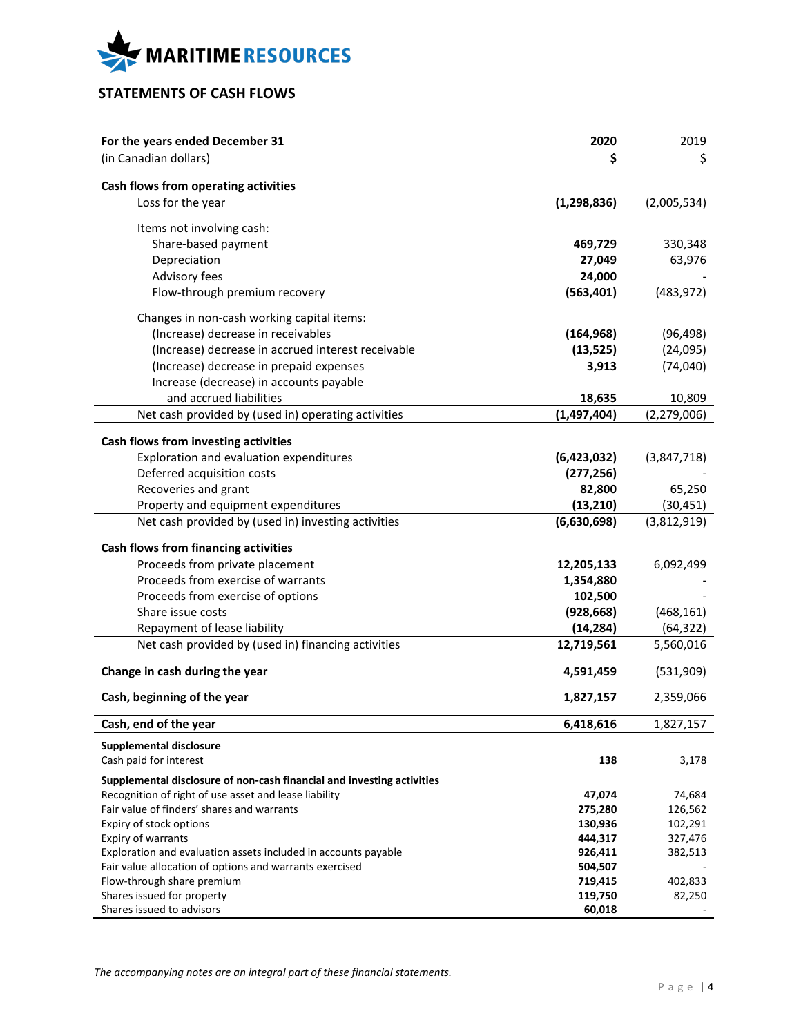MARITIME RESOURCES

## STATEMENTS OF CASH FLOWS

| For the years ended December 31<br>(in Canadian dollars) | 2020<br>$ | 2019<br>$ |
|---|---|---|
| **Cash flows from operating activities** | | |
| Loss for the year | **(1,298,836)** | (2,005,534) |
| Items not involving cash: | | |
| Share-based payment | **469,729** | 330,348 |
| Depreciation | **27,049** | 63,976 |
| Advisory fees | **24,000** | - |
| Flow-through premium recovery | **(563,401)** | (483,972) |
| Changes in non-cash working capital items: | | |
| (Increase) decrease in receivables | **(164,968)** | (96,498) |
| (Increase) decrease in accrued interest receivable | **(13,525)** | (24,095) |
| (Increase) decrease in prepaid expenses | **3,913** | (74,040) |
| Increase (decrease) in accounts payable and accrued liabilities | **18,635** | 10,809 |
| Net cash provided by (used in) operating activities | **(1,497,404)** | (2,279,006) |
| **Cash flows from investing activities** | | |
| Exploration and evaluation expenditures | **(6,423,032)** | (3,847,718) |
| Deferred acquisition costs | **(277,256)** | - |
| Recoveries and grant | **82,800** | 65,250 |
| Property and equipment expenditures | **(13,210)** | (30,451) |
| Net cash provided by (used in) investing activities | **(6,630,698)** | (3,812,919) |
| **Cash flows from financing activities** | | |
| Proceeds from private placement | **12,205,133** | 6,092,499 |
| Proceeds from exercise of warrants | **1,354,880** | - |
| Proceeds from exercise of options | **102,500** | - |
| Share issue costs | **(928,668)** | (468,161) |
| Repayment of lease liability | **(14,284)** | (64,322) |
| Net cash provided by (used in) financing activities | **12,719,561** | 5,560,016 |
| **Change in cash during the year** | **4,591,459** | (531,909) |
| **Cash, beginning of the year** | **1,827,157** | 2,359,066 |
| **Cash, end of the year** | **6,418,616** | 1,827,157 |
| **Supplemental disclosure** | | |
| Cash paid for interest | **138** | 3,178 |
| **Supplemental disclosure of non-cash financial and investing activities** | | |
| Recognition of right of use asset and lease liability | **47,074** | 74,684 |
| Fair value of finders' shares and warrants | **275,280** | 126,562 |
| Expiry of stock options | **130,936** | 102,291 |
| Expiry of warrants | **444,317** | 327,476 |
| Exploration and evaluation assets included in accounts payable | **926,411** | 382,513 |
| Fair value allocation of options and warrants exercised | **504,507** | - |
| Flow-through share premium | **719,415** | 402,833 |
| Shares issued for property | **119,750** | 82,250 |
| Shares issued to advisors | **60,018** | - |

*The accompanying notes are an integral part of these financial statements.*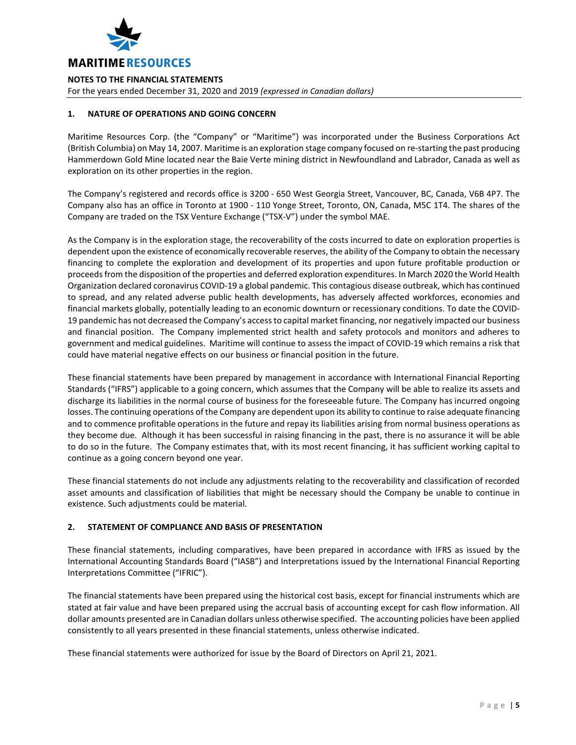## NOTES TO THE FINANCIAL STATEMENTS

For the years ended December 31, 2020 and 2019 *(expressed in Canadian dollars)*

### 1. NATURE OF OPERATIONS AND GOING CONCERN

Maritime Resources Corp. (the "Company" or "Maritime") was incorporated under the Business Corporations Act (British Columbia) on May 14, 2007. Maritime is an exploration stage company focused on re-starting the past producing Hammerdown Gold Mine located near the Baie Verte mining district in Newfoundland and Labrador, Canada as well as exploration on its other properties in the region.

The Company's registered and records office is 3200 - 650 West Georgia Street, Vancouver, BC, Canada, V6B 4P7. The Company also has an office in Toronto at 1900 - 110 Yonge Street, Toronto, ON, Canada, M5C 1T4. The shares of the Company are traded on the TSX Venture Exchange ("TSX-V") under the symbol MAE.

As the Company is in the exploration stage, the recoverability of the costs incurred to date on exploration properties is dependent upon the existence of economically recoverable reserves, the ability of the Company to obtain the necessary financing to complete the exploration and development of its properties and upon future profitable production or proceeds from the disposition of the properties and deferred exploration expenditures. In March 2020 the World Health Organization declared coronavirus COVID-19 a global pandemic. This contagious disease outbreak, which has continued to spread, and any related adverse public health developments, has adversely affected workforces, economies and financial markets globally, potentially leading to an economic downturn or recessionary conditions. To date the COVID-19 pandemic has not decreased the Company's access to capital market financing, nor negatively impacted our business and financial position. The Company implemented strict health and safety protocols and monitors and adheres to government and medical guidelines. Maritime will continue to assess the impact of COVID-19 which remains a risk that could have material negative effects on our business or financial position in the future.

These financial statements have been prepared by management in accordance with International Financial Reporting Standards ("IFRS") applicable to a going concern, which assumes that the Company will be able to realize its assets and discharge its liabilities in the normal course of business for the foreseeable future. The Company has incurred ongoing losses. The continuing operations of the Company are dependent upon its ability to continue to raise adequate financing and to commence profitable operations in the future and repay its liabilities arising from normal business operations as they become due. Although it has been successful in raising financing in the past, there is no assurance it will be able to do so in the future. The Company estimates that, with its most recent financing, it has sufficient working capital to continue as a going concern beyond one year.

These financial statements do not include any adjustments relating to the recoverability and classification of recorded asset amounts and classification of liabilities that might be necessary should the Company be unable to continue in existence. Such adjustments could be material.

### 2. STATEMENT OF COMPLIANCE AND BASIS OF PRESENTATION

These financial statements, including comparatives, have been prepared in accordance with IFRS as issued by the International Accounting Standards Board ("IASB") and Interpretations issued by the International Financial Reporting Interpretations Committee ("IFRIC").

The financial statements have been prepared using the historical cost basis, except for financial instruments which are stated at fair value and have been prepared using the accrual basis of accounting except for cash flow information. All dollar amounts presented are in Canadian dollars unless otherwise specified. The accounting policies have been applied consistently to all years presented in these financial statements, unless otherwise indicated.

These financial statements were authorized for issue by the Board of Directors on April 21, 2021.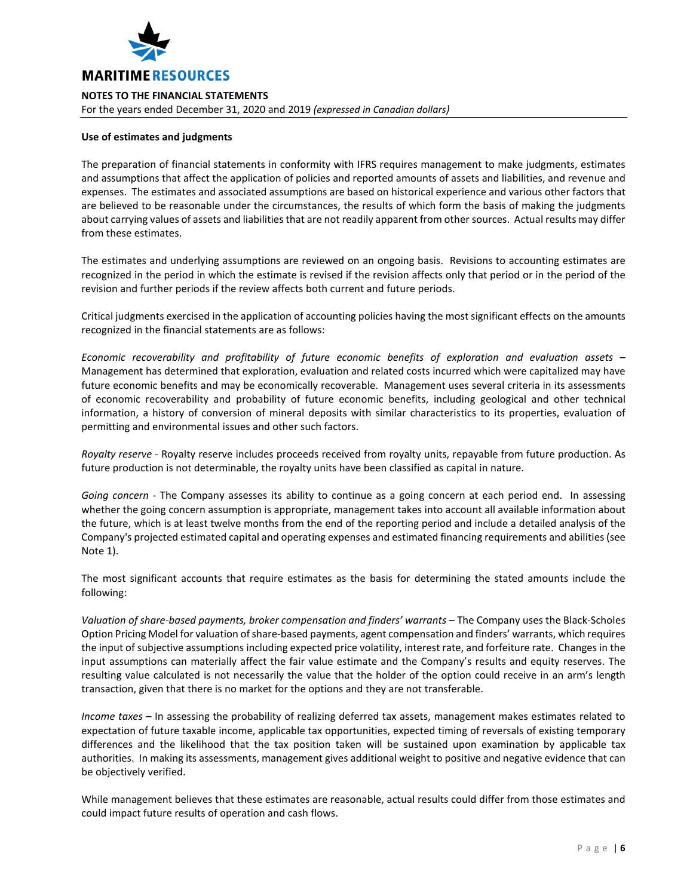**Use of estimates and judgments**

The preparation of financial statements in conformity with IFRS requires management to make judgments, estimates and assumptions that affect the application of policies and reported amounts of assets and liabilities, and revenue and expenses. The estimates and associated assumptions are based on historical experience and various other factors that are believed to be reasonable under the circumstances, the results of which form the basis of making the judgments about carrying values of assets and liabilities that are not readily apparent from other sources. Actual results may differ from these estimates.

The estimates and underlying assumptions are reviewed on an ongoing basis. Revisions to accounting estimates are recognized in the period in which the estimate is revised if the revision affects only that period or in the period of the revision and further periods if the review affects both current and future periods.

Critical judgments exercised in the application of accounting policies having the most significant effects on the amounts recognized in the financial statements are as follows:

*Economic recoverability and profitability of future economic benefits of exploration and evaluation assets* – Management has determined that exploration, evaluation and related costs incurred which were capitalized may have future economic benefits and may be economically recoverable. Management uses several criteria in its assessments of economic recoverability and probability of future economic benefits, including geological and other technical information, a history of conversion of mineral deposits with similar characteristics to its properties, evaluation of permitting and environmental issues and other such factors.

*Royalty reserve* - Royalty reserve includes proceeds received from royalty units, repayable from future production. As future production is not determinable, the royalty units have been classified as capital in nature.

*Going concern* - The Company assesses its ability to continue as a going concern at each period end. In assessing whether the going concern assumption is appropriate, management takes into account all available information about the future, which is at least twelve months from the end of the reporting period and include a detailed analysis of the Company's projected estimated capital and operating expenses and estimated financing requirements and abilities (see Note 1).

The most significant accounts that require estimates as the basis for determining the stated amounts include the following:

*Valuation of share-based payments, broker compensation and finders' warrants* – The Company uses the Black-Scholes Option Pricing Model for valuation of share-based payments, agent compensation and finders' warrants, which requires the input of subjective assumptions including expected price volatility, interest rate, and forfeiture rate. Changes in the input assumptions can materially affect the fair value estimate and the Company's results and equity reserves. The resulting value calculated is not necessarily the value that the holder of the option could receive in an arm's length transaction, given that there is no market for the options and they are not transferable.

*Income taxes* – In assessing the probability of realizing deferred tax assets, management makes estimates related to expectation of future taxable income, applicable tax opportunities, expected timing of reversals of existing temporary differences and the likelihood that the tax position taken will be sustained upon examination by applicable tax authorities. In making its assessments, management gives additional weight to positive and negative evidence that can be objectively verified.

While management believes that these estimates are reasonable, actual results could differ from those estimates and could impact future results of operation and cash flows.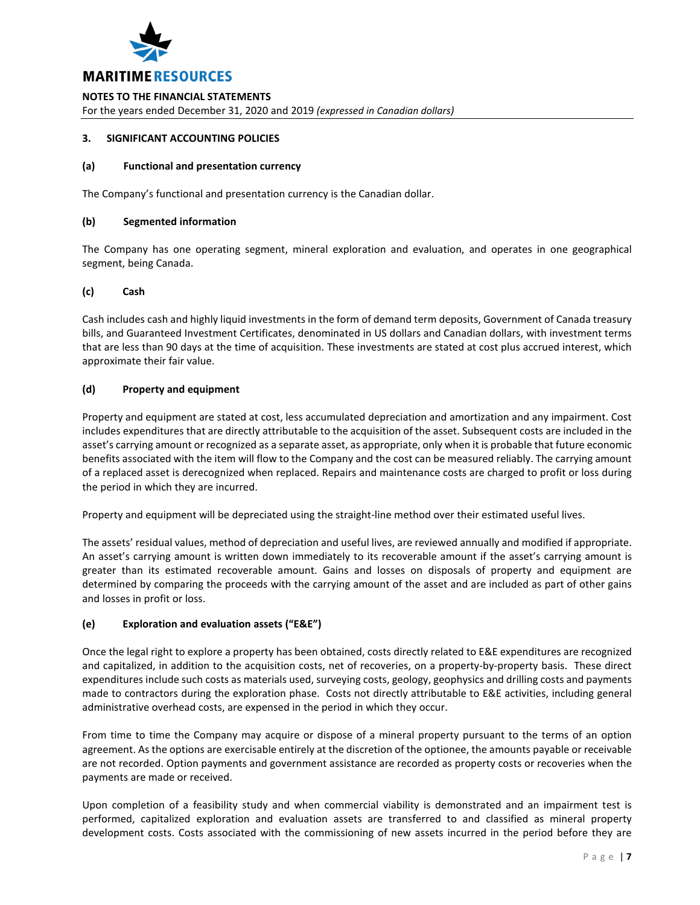## 3. SIGNIFICANT ACCOUNTING POLICIES

### (a) Functional and presentation currency

The Company's functional and presentation currency is the Canadian dollar.

### (b) Segmented information

The Company has one operating segment, mineral exploration and evaluation, and operates in one geographical segment, being Canada.

### (c) Cash

Cash includes cash and highly liquid investments in the form of demand term deposits, Government of Canada treasury bills, and Guaranteed Investment Certificates, denominated in US dollars and Canadian dollars, with investment terms that are less than 90 days at the time of acquisition. These investments are stated at cost plus accrued interest, which approximate their fair value.

### (d) Property and equipment

Property and equipment are stated at cost, less accumulated depreciation and amortization and any impairment. Cost includes expenditures that are directly attributable to the acquisition of the asset. Subsequent costs are included in the asset's carrying amount or recognized as a separate asset, as appropriate, only when it is probable that future economic benefits associated with the item will flow to the Company and the cost can be measured reliably. The carrying amount of a replaced asset is derecognized when replaced. Repairs and maintenance costs are charged to profit or loss during the period in which they are incurred.

Property and equipment will be depreciated using the straight-line method over their estimated useful lives.

The assets' residual values, method of depreciation and useful lives, are reviewed annually and modified if appropriate. An asset's carrying amount is written down immediately to its recoverable amount if the asset's carrying amount is greater than its estimated recoverable amount. Gains and losses on disposals of property and equipment are determined by comparing the proceeds with the carrying amount of the asset and are included as part of other gains and losses in profit or loss.

### (e) Exploration and evaluation assets ("E&E")

Once the legal right to explore a property has been obtained, costs directly related to E&E expenditures are recognized and capitalized, in addition to the acquisition costs, net of recoveries, on a property-by-property basis. These direct expenditures include such costs as materials used, surveying costs, geology, geophysics and drilling costs and payments made to contractors during the exploration phase. Costs not directly attributable to E&E activities, including general administrative overhead costs, are expensed in the period in which they occur.

From time to time the Company may acquire or dispose of a mineral property pursuant to the terms of an option agreement. As the options are exercisable entirely at the discretion of the optionee, the amounts payable or receivable are not recorded. Option payments and government assistance are recorded as property costs or recoveries when the payments are made or received.

Upon completion of a feasibility study and when commercial viability is demonstrated and an impairment test is performed, capitalized exploration and evaluation assets are transferred to and classified as mineral property development costs. Costs associated with the commissioning of new assets incurred in the period before they are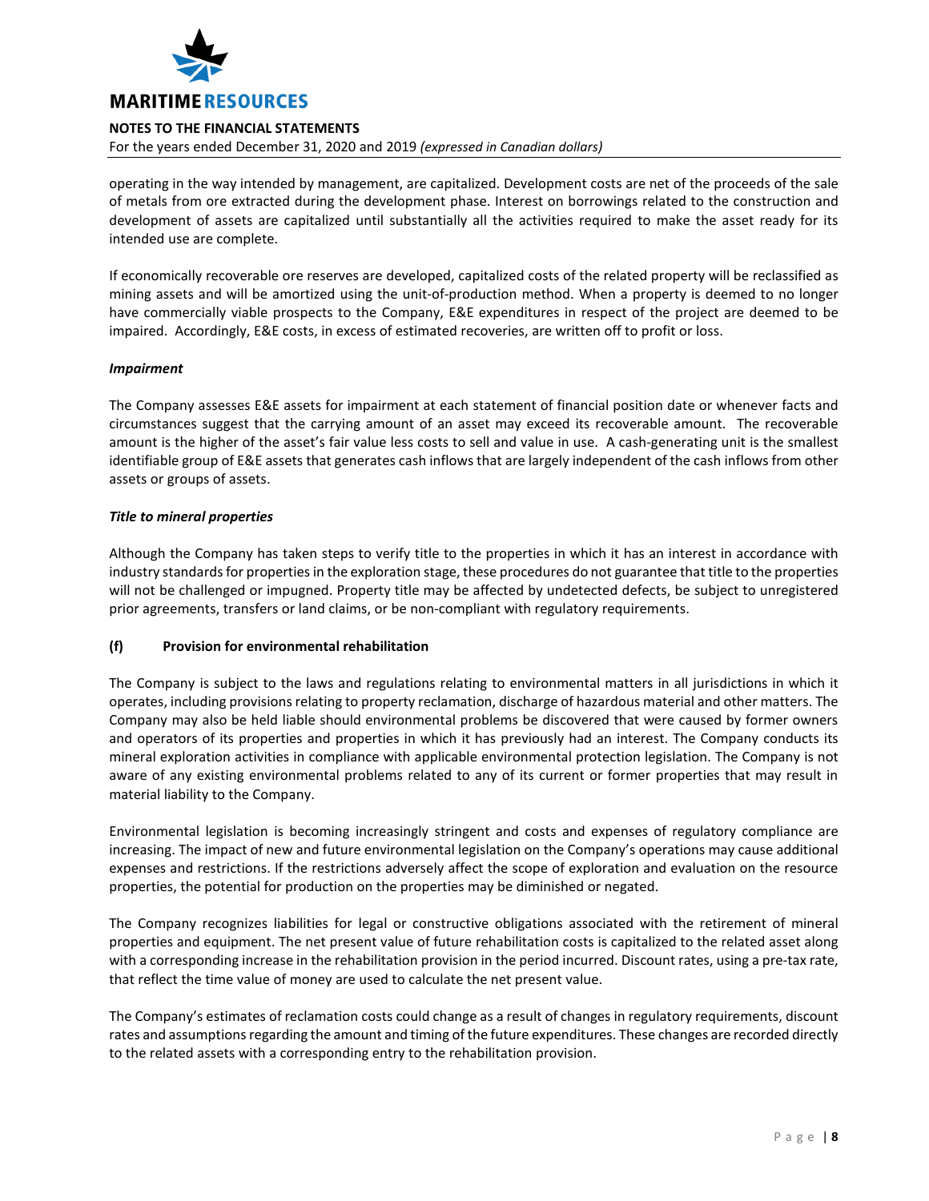operating in the way intended by management, are capitalized. Development costs are net of the proceeds of the sale of metals from ore extracted during the development phase. Interest on borrowings related to the construction and development of assets are capitalized until substantially all the activities required to make the asset ready for its intended use are complete.

If economically recoverable ore reserves are developed, capitalized costs of the related property will be reclassified as mining assets and will be amortized using the unit-of-production method. When a property is deemed to no longer have commercially viable prospects to the Company, E&E expenditures in respect of the project are deemed to be impaired. Accordingly, E&E costs, in excess of estimated recoveries, are written off to profit or loss.

***Impairment***

The Company assesses E&E assets for impairment at each statement of financial position date or whenever facts and circumstances suggest that the carrying amount of an asset may exceed its recoverable amount. The recoverable amount is the higher of the asset's fair value less costs to sell and value in use. A cash-generating unit is the smallest identifiable group of E&E assets that generates cash inflows that are largely independent of the cash inflows from other assets or groups of assets.

***Title to mineral properties***

Although the Company has taken steps to verify title to the properties in which it has an interest in accordance with industry standards for properties in the exploration stage, these procedures do not guarantee that title to the properties will not be challenged or impugned. Property title may be affected by undetected defects, be subject to unregistered prior agreements, transfers or land claims, or be non-compliant with regulatory requirements.

**(f) Provision for environmental rehabilitation**

The Company is subject to the laws and regulations relating to environmental matters in all jurisdictions in which it operates, including provisions relating to property reclamation, discharge of hazardous material and other matters. The Company may also be held liable should environmental problems be discovered that were caused by former owners and operators of its properties and properties in which it has previously had an interest. The Company conducts its mineral exploration activities in compliance with applicable environmental protection legislation. The Company is not aware of any existing environmental problems related to any of its current or former properties that may result in material liability to the Company.

Environmental legislation is becoming increasingly stringent and costs and expenses of regulatory compliance are increasing. The impact of new and future environmental legislation on the Company's operations may cause additional expenses and restrictions. If the restrictions adversely affect the scope of exploration and evaluation on the resource properties, the potential for production on the properties may be diminished or negated.

The Company recognizes liabilities for legal or constructive obligations associated with the retirement of mineral properties and equipment. The net present value of future rehabilitation costs is capitalized to the related asset along with a corresponding increase in the rehabilitation provision in the period incurred. Discount rates, using a pre-tax rate, that reflect the time value of money are used to calculate the net present value.

The Company's estimates of reclamation costs could change as a result of changes in regulatory requirements, discount rates and assumptions regarding the amount and timing of the future expenditures. These changes are recorded directly to the related assets with a corresponding entry to the rehabilitation provision.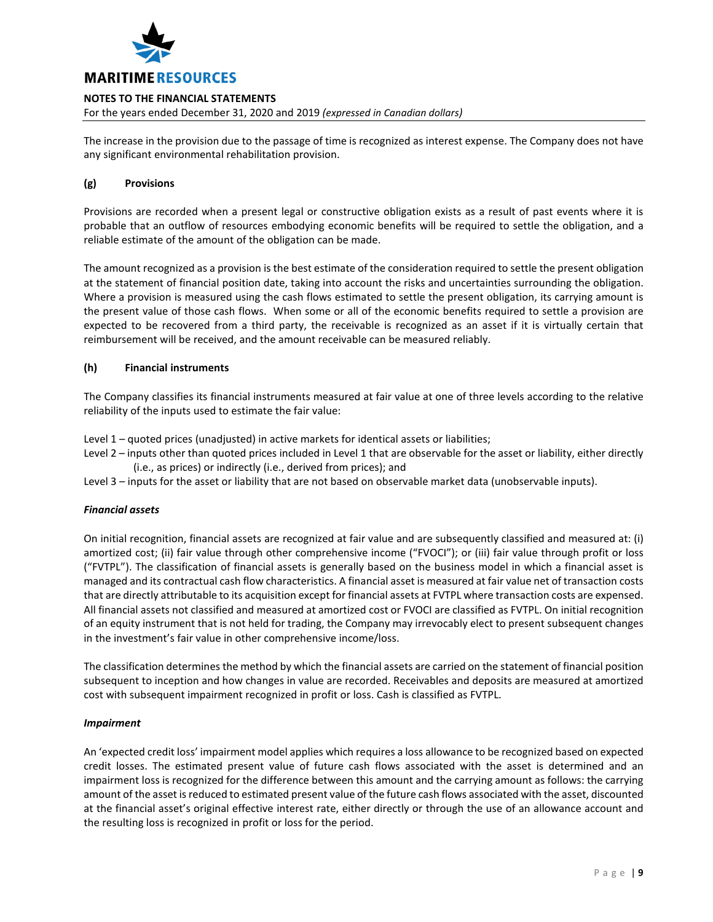The increase in the provision due to the passage of time is recognized as interest expense. The Company does not have any significant environmental rehabilitation provision.

### (g) Provisions

Provisions are recorded when a present legal or constructive obligation exists as a result of past events where it is probable that an outflow of resources embodying economic benefits will be required to settle the obligation, and a reliable estimate of the amount of the obligation can be made.

The amount recognized as a provision is the best estimate of the consideration required to settle the present obligation at the statement of financial position date, taking into account the risks and uncertainties surrounding the obligation. Where a provision is measured using the cash flows estimated to settle the present obligation, its carrying amount is the present value of those cash flows. When some or all of the economic benefits required to settle a provision are expected to be recovered from a third party, the receivable is recognized as an asset if it is virtually certain that reimbursement will be received, and the amount receivable can be measured reliably.

### (h) Financial instruments

The Company classifies its financial instruments measured at fair value at one of three levels according to the relative reliability of the inputs used to estimate the fair value:

Level 1 – quoted prices (unadjusted) in active markets for identical assets or liabilities;
Level 2 – inputs other than quoted prices included in Level 1 that are observable for the asset or liability, either directly (i.e., as prices) or indirectly (i.e., derived from prices); and
Level 3 – inputs for the asset or liability that are not based on observable market data (unobservable inputs).

***Financial assets***

On initial recognition, financial assets are recognized at fair value and are subsequently classified and measured at: (i) amortized cost; (ii) fair value through other comprehensive income ("FVOCI"); or (iii) fair value through profit or loss ("FVTPL"). The classification of financial assets is generally based on the business model in which a financial asset is managed and its contractual cash flow characteristics. A financial asset is measured at fair value net of transaction costs that are directly attributable to its acquisition except for financial assets at FVTPL where transaction costs are expensed. All financial assets not classified and measured at amortized cost or FVOCI are classified as FVTPL. On initial recognition of an equity instrument that is not held for trading, the Company may irrevocably elect to present subsequent changes in the investment's fair value in other comprehensive income/loss.

The classification determines the method by which the financial assets are carried on the statement of financial position subsequent to inception and how changes in value are recorded. Receivables and deposits are measured at amortized cost with subsequent impairment recognized in profit or loss. Cash is classified as FVTPL.

***Impairment***

An 'expected credit loss' impairment model applies which requires a loss allowance to be recognized based on expected credit losses. The estimated present value of future cash flows associated with the asset is determined and an impairment loss is recognized for the difference between this amount and the carrying amount as follows: the carrying amount of the asset is reduced to estimated present value of the future cash flows associated with the asset, discounted at the financial asset's original effective interest rate, either directly or through the use of an allowance account and the resulting loss is recognized in profit or loss for the period.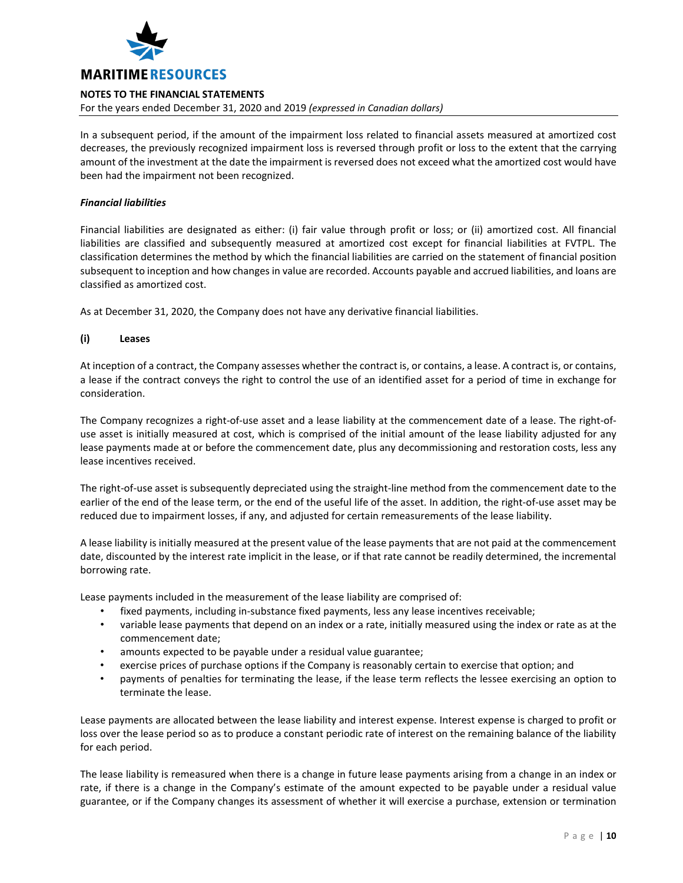In a subsequent period, if the amount of the impairment loss related to financial assets measured at amortized cost decreases, the previously recognized impairment loss is reversed through profit or loss to the extent that the carrying amount of the investment at the date the impairment is reversed does not exceed what the amortized cost would have been had the impairment not been recognized.

***Financial liabilities***

Financial liabilities are designated as either: (i) fair value through profit or loss; or (ii) amortized cost. All financial liabilities are classified and subsequently measured at amortized cost except for financial liabilities at FVTPL. The classification determines the method by which the financial liabilities are carried on the statement of financial position subsequent to inception and how changes in value are recorded. Accounts payable and accrued liabilities, and loans are classified as amortized cost.

As at December 31, 2020, the Company does not have any derivative financial liabilities.

**(i) Leases**

At inception of a contract, the Company assesses whether the contract is, or contains, a lease. A contract is, or contains, a lease if the contract conveys the right to control the use of an identified asset for a period of time in exchange for consideration.

The Company recognizes a right-of-use asset and a lease liability at the commencement date of a lease. The right-of-use asset is initially measured at cost, which is comprised of the initial amount of the lease liability adjusted for any lease payments made at or before the commencement date, plus any decommissioning and restoration costs, less any lease incentives received.

The right-of-use asset is subsequently depreciated using the straight-line method from the commencement date to the earlier of the end of the lease term, or the end of the useful life of the asset. In addition, the right-of-use asset may be reduced due to impairment losses, if any, and adjusted for certain remeasurements of the lease liability.

A lease liability is initially measured at the present value of the lease payments that are not paid at the commencement date, discounted by the interest rate implicit in the lease, or if that rate cannot be readily determined, the incremental borrowing rate.

Lease payments included in the measurement of the lease liability are comprised of:

- fixed payments, including in-substance fixed payments, less any lease incentives receivable;
- variable lease payments that depend on an index or a rate, initially measured using the index or rate as at the commencement date;
- amounts expected to be payable under a residual value guarantee;
- exercise prices of purchase options if the Company is reasonably certain to exercise that option; and
- payments of penalties for terminating the lease, if the lease term reflects the lessee exercising an option to terminate the lease.

Lease payments are allocated between the lease liability and interest expense. Interest expense is charged to profit or loss over the lease period so as to produce a constant periodic rate of interest on the remaining balance of the liability for each period.

The lease liability is remeasured when there is a change in future lease payments arising from a change in an index or rate, if there is a change in the Company's estimate of the amount expected to be payable under a residual value guarantee, or if the Company changes its assessment of whether it will exercise a purchase, extension or termination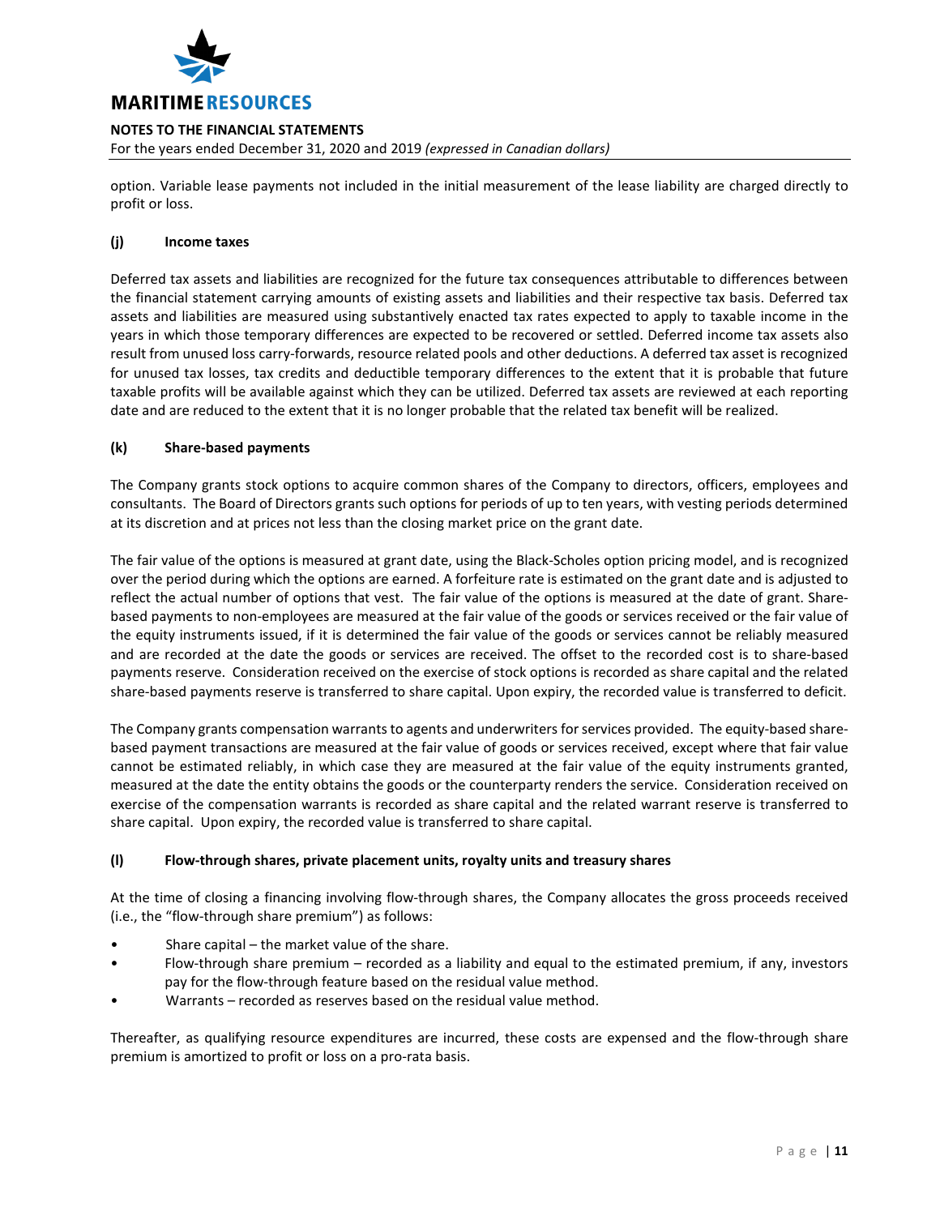option. Variable lease payments not included in the initial measurement of the lease liability are charged directly to profit or loss.

### (j) Income taxes

Deferred tax assets and liabilities are recognized for the future tax consequences attributable to differences between the financial statement carrying amounts of existing assets and liabilities and their respective tax basis. Deferred tax assets and liabilities are measured using substantively enacted tax rates expected to apply to taxable income in the years in which those temporary differences are expected to be recovered or settled. Deferred income tax assets also result from unused loss carry-forwards, resource related pools and other deductions. A deferred tax asset is recognized for unused tax losses, tax credits and deductible temporary differences to the extent that it is probable that future taxable profits will be available against which they can be utilized. Deferred tax assets are reviewed at each reporting date and are reduced to the extent that it is no longer probable that the related tax benefit will be realized.

### (k) Share-based payments

The Company grants stock options to acquire common shares of the Company to directors, officers, employees and consultants. The Board of Directors grants such options for periods of up to ten years, with vesting periods determined at its discretion and at prices not less than the closing market price on the grant date.

The fair value of the options is measured at grant date, using the Black-Scholes option pricing model, and is recognized over the period during which the options are earned. A forfeiture rate is estimated on the grant date and is adjusted to reflect the actual number of options that vest. The fair value of the options is measured at the date of grant. Share-based payments to non-employees are measured at the fair value of the goods or services received or the fair value of the equity instruments issued, if it is determined the fair value of the goods or services cannot be reliably measured and are recorded at the date the goods or services are received. The offset to the recorded cost is to share-based payments reserve. Consideration received on the exercise of stock options is recorded as share capital and the related share-based payments reserve is transferred to share capital. Upon expiry, the recorded value is transferred to deficit.

The Company grants compensation warrants to agents and underwriters for services provided. The equity-based share-based payment transactions are measured at the fair value of goods or services received, except where that fair value cannot be estimated reliably, in which case they are measured at the fair value of the equity instruments granted, measured at the date the entity obtains the goods or the counterparty renders the service. Consideration received on exercise of the compensation warrants is recorded as share capital and the related warrant reserve is transferred to share capital. Upon expiry, the recorded value is transferred to share capital.

### (l) Flow-through shares, private placement units, royalty units and treasury shares

At the time of closing a financing involving flow-through shares, the Company allocates the gross proceeds received (i.e., the "flow-through share premium") as follows:

- Share capital – the market value of the share.
- Flow-through share premium – recorded as a liability and equal to the estimated premium, if any, investors pay for the flow-through feature based on the residual value method.
- Warrants – recorded as reserves based on the residual value method.

Thereafter, as qualifying resource expenditures are incurred, these costs are expensed and the flow-through share premium is amortized to profit or loss on a pro-rata basis.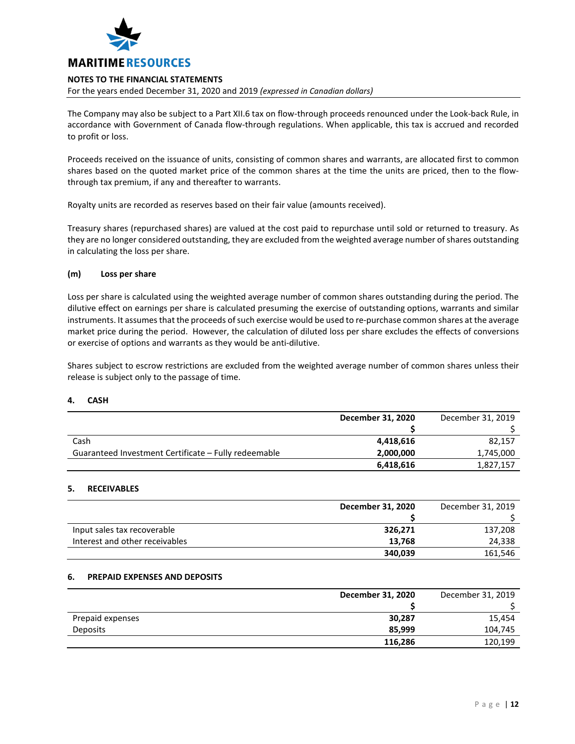The Company may also be subject to a Part XII.6 tax on flow-through proceeds renounced under the Look-back Rule, in accordance with Government of Canada flow-through regulations. When applicable, this tax is accrued and recorded to profit or loss.

Proceeds received on the issuance of units, consisting of common shares and warrants, are allocated first to common shares based on the quoted market price of the common shares at the time the units are priced, then to the flow-through tax premium, if any and thereafter to warrants.

Royalty units are recorded as reserves based on their fair value (amounts received).

Treasury shares (repurchased shares) are valued at the cost paid to repurchase until sold or returned to treasury. As they are no longer considered outstanding, they are excluded from the weighted average number of shares outstanding in calculating the loss per share.

#### (m) Loss per share

Loss per share is calculated using the weighted average number of common shares outstanding during the period. The dilutive effect on earnings per share is calculated presuming the exercise of outstanding options, warrants and similar instruments. It assumes that the proceeds of such exercise would be used to re-purchase common shares at the average market price during the period. However, the calculation of diluted loss per share excludes the effects of conversions or exercise of options and warrants as they would be anti-dilutive.

Shares subject to escrow restrictions are excluded from the weighted average number of common shares unless their release is subject only to the passage of time.

## 4. CASH

| | **December 31, 2020** | December 31, 2019 |
|---|---|---|
| | **$** | $ |
| Cash | **4,418,616** | 82,157 |
| Guaranteed Investment Certificate – Fully redeemable | **2,000,000** | 1,745,000 |
| | **6,418,616** | 1,827,157 |

## 5. RECEIVABLES

| | **December 31, 2020** | December 31, 2019 |
|---|---|---|
| | **$** | $ |
| Input sales tax recoverable | **326,271** | 137,208 |
| Interest and other receivables | **13,768** | 24,338 |
| | **340,039** | 161,546 |

## 6. PREPAID EXPENSES AND DEPOSITS

| | **December 31, 2020** | December 31, 2019 |
|---|---|---|
| | **$** | $ |
| Prepaid expenses | **30,287** | 15,454 |
| Deposits | **85,999** | 104,745 |
| | **116,286** | 120,199 |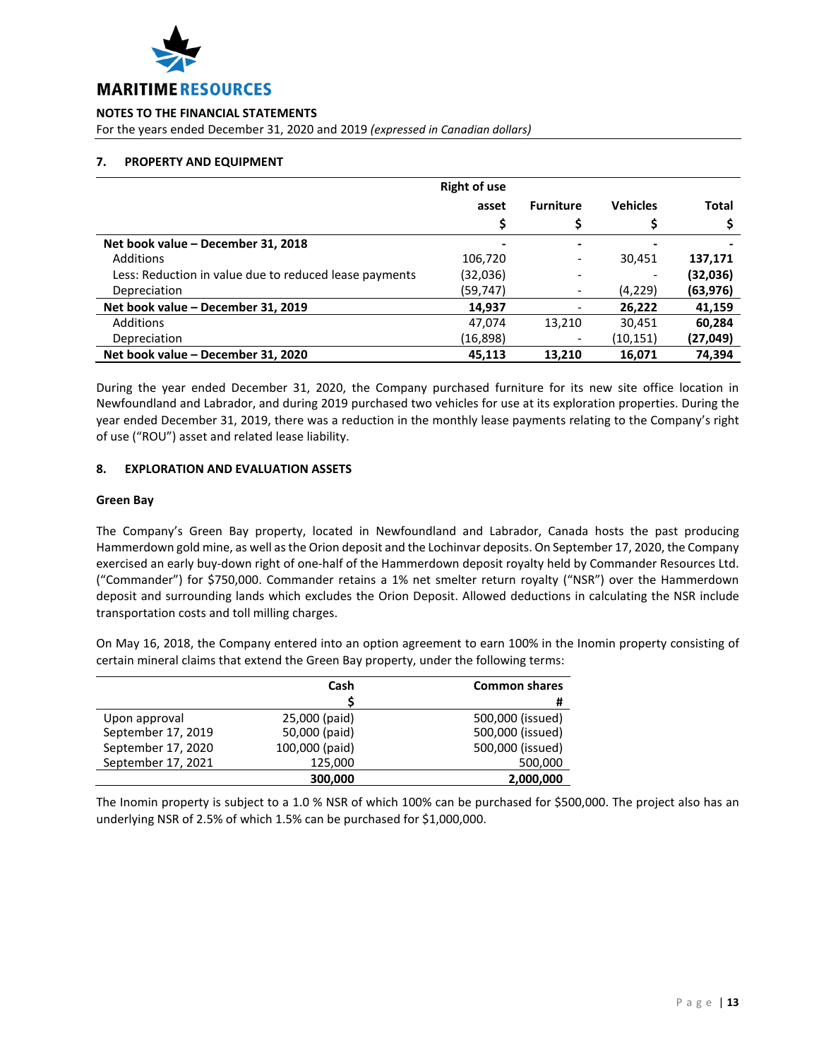## 7. PROPERTY AND EQUIPMENT

| | Right of use asset<br>$ | Furniture<br>$ | Vehicles<br>$ | Total<br>$ |
|---|---|---|---|---|
| **Net book value – December 31, 2018** | **-** | **-** | **-** | **-** |
| Additions | 106,720 | - | 30,451 | **137,171** |
| Less: Reduction in value due to reduced lease payments | (32,036) | - | - | **(32,036)** |
| Depreciation | (59,747) | - | (4,229) | **(63,976)** |
| **Net book value – December 31, 2019** | **14,937** | **-** | **26,222** | **41,159** |
| Additions | 47,074 | 13,210 | 30,451 | **60,284** |
| Depreciation | (16,898) | - | (10,151) | **(27,049)** |
| **Net book value – December 31, 2020** | **45,113** | **13,210** | **16,071** | **74,394** |

During the year ended December 31, 2020, the Company purchased furniture for its new site office location in Newfoundland and Labrador, and during 2019 purchased two vehicles for use at its exploration properties. During the year ended December 31, 2019, there was a reduction in the monthly lease payments relating to the Company's right of use ("ROU") asset and related lease liability.

## 8. EXPLORATION AND EVALUATION ASSETS

### Green Bay

The Company's Green Bay property, located in Newfoundland and Labrador, Canada hosts the past producing Hammerdown gold mine, as well as the Orion deposit and the Lochinvar deposits. On September 17, 2020, the Company exercised an early buy-down right of one-half of the Hammerdown deposit royalty held by Commander Resources Ltd. ("Commander") for $750,000. Commander retains a 1% net smelter return royalty ("NSR") over the Hammerdown deposit and surrounding lands which excludes the Orion Deposit. Allowed deductions in calculating the NSR include transportation costs and toll milling charges.

On May 16, 2018, the Company entered into an option agreement to earn 100% in the Inomin property consisting of certain mineral claims that extend the Green Bay property, under the following terms:

| | Cash<br>$ | Common shares<br># |
|---|---|---|
| Upon approval | 25,000 (paid) | 500,000 (issued) |
| September 17, 2019 | 50,000 (paid) | 500,000 (issued) |
| September 17, 2020 | 100,000 (paid) | 500,000 (issued) |
| September 17, 2021 | 125,000 | 500,000 |
| | **300,000** | **2,000,000** |

The Inomin property is subject to a 1.0 % NSR of which 100% can be purchased for $500,000. The project also has an underlying NSR of 2.5% of which 1.5% can be purchased for $1,000,000.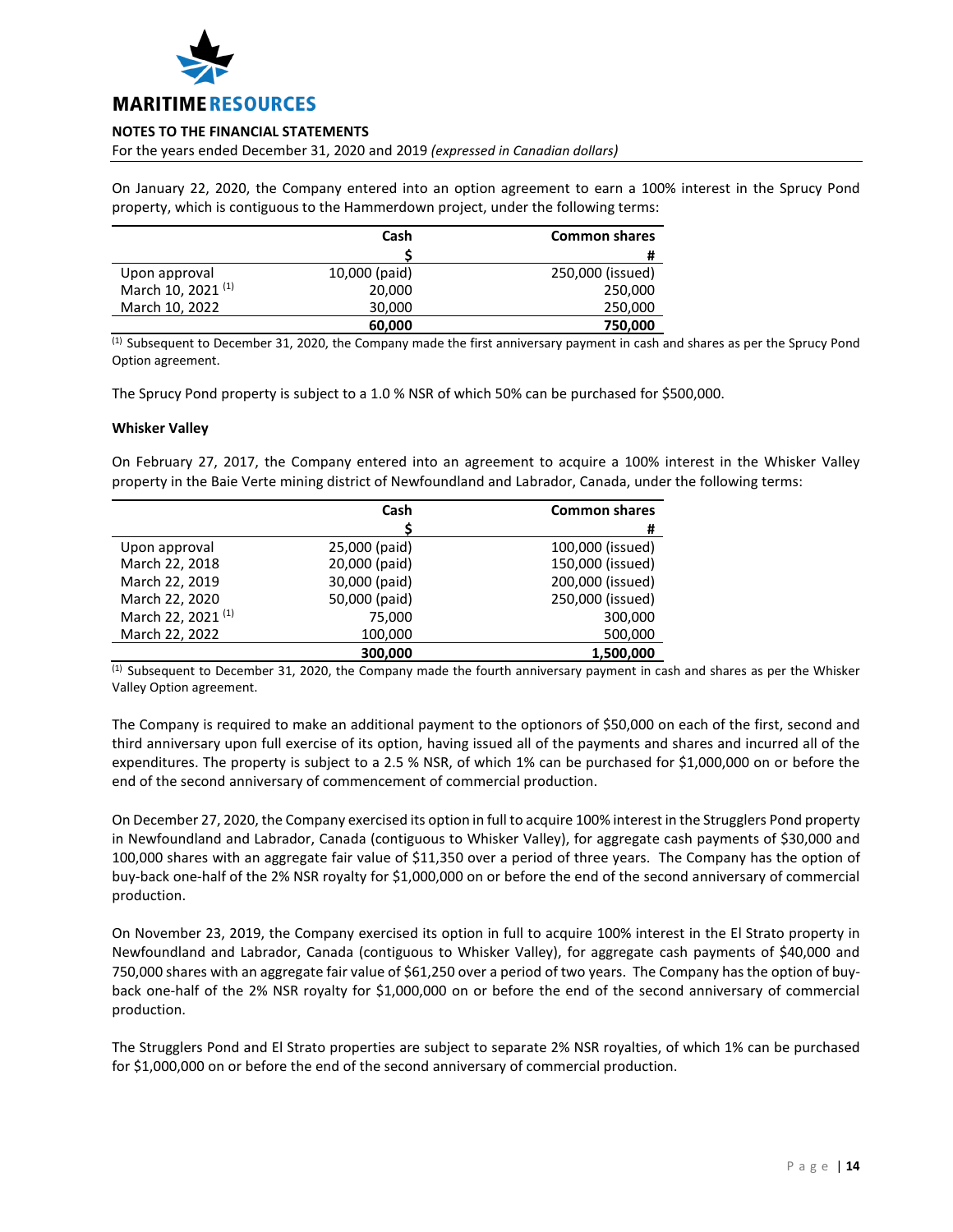On January 22, 2020, the Company entered into an option agreement to earn a 100% interest in the Sprucy Pond property, which is contiguous to the Hammerdown project, under the following terms:

| | Cash | Common shares |
|---|---|---|
| | $ | # |
| Upon approval | 10,000 (paid) | 250,000 (issued) |
| March 10, 2021 [(1)] | 20,000 | 250,000 |
| March 10, 2022 | 30,000 | 250,000 |
| | **60,000** | **750,000** |

[(1)] Subsequent to December 31, 2020, the Company made the first anniversary payment in cash and shares as per the Sprucy Pond Option agreement.

The Sprucy Pond property is subject to a 1.0 % NSR of which 50% can be purchased for $500,000.

**Whisker Valley**

On February 27, 2017, the Company entered into an agreement to acquire a 100% interest in the Whisker Valley property in the Baie Verte mining district of Newfoundland and Labrador, Canada, under the following terms:

| | Cash | Common shares |
|---|---|---|
| | $ | # |
| Upon approval | 25,000 (paid) | 100,000 (issued) |
| March 22, 2018 | 20,000 (paid) | 150,000 (issued) |
| March 22, 2019 | 30,000 (paid) | 200,000 (issued) |
| March 22, 2020 | 50,000 (paid) | 250,000 (issued) |
| March 22, 2021 [(1)] | 75,000 | 300,000 |
| March 22, 2022 | 100,000 | 500,000 |
| | **300,000** | **1,500,000** |

[(1)] Subsequent to December 31, 2020, the Company made the fourth anniversary payment in cash and shares as per the Whisker Valley Option agreement.

The Company is required to make an additional payment to the optionors of $50,000 on each of the first, second and third anniversary upon full exercise of its option, having issued all of the payments and shares and incurred all of the expenditures. The property is subject to a 2.5 % NSR, of which 1% can be purchased for $1,000,000 on or before the end of the second anniversary of commencement of commercial production.

On December 27, 2020, the Company exercised its option in full to acquire 100% interest in the Strugglers Pond property in Newfoundland and Labrador, Canada (contiguous to Whisker Valley), for aggregate cash payments of $30,000 and 100,000 shares with an aggregate fair value of $11,350 over a period of three years. The Company has the option of buy-back one-half of the 2% NSR royalty for $1,000,000 on or before the end of the second anniversary of commercial production.

On November 23, 2019, the Company exercised its option in full to acquire 100% interest in the El Strato property in Newfoundland and Labrador, Canada (contiguous to Whisker Valley), for aggregate cash payments of $40,000 and 750,000 shares with an aggregate fair value of $61,250 over a period of two years. The Company has the option of buy-back one-half of the 2% NSR royalty for $1,000,000 on or before the end of the second anniversary of commercial production.

The Strugglers Pond and El Strato properties are subject to separate 2% NSR royalties, of which 1% can be purchased for $1,000,000 on or before the end of the second anniversary of commercial production.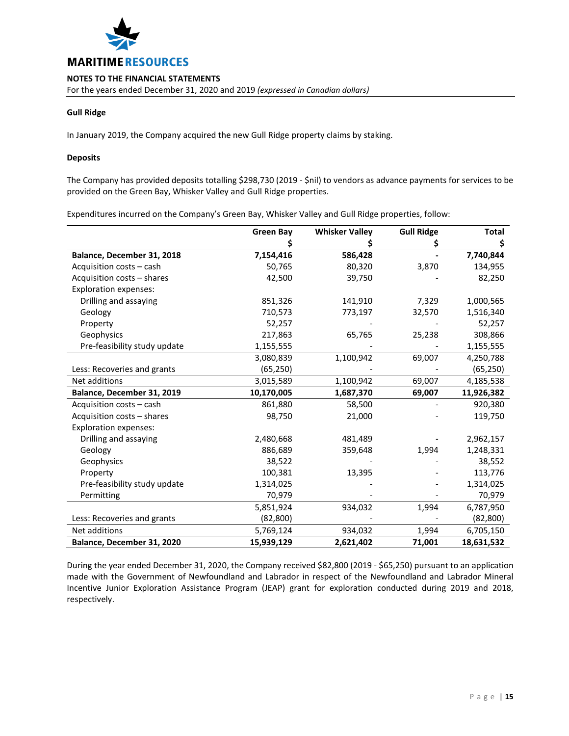#### Gull Ridge

In January 2019, the Company acquired the new Gull Ridge property claims by staking.

#### Deposits

The Company has provided deposits totalling $298,730 (2019 - $nil) to vendors as advance payments for services to be provided on the Green Bay, Whisker Valley and Gull Ridge properties.

Expenditures incurred on the Company's Green Bay, Whisker Valley and Gull Ridge properties, follow:

| | Green Bay<br>$ | Whisker Valley<br>$ | Gull Ridge<br>$ | Total<br>$ |
|---|---|---|---|---|
| **Balance, December 31, 2018** | **7,154,416** | **586,428** | **-** | **7,740,844** |
| Acquisition costs – cash | 50,765 | 80,320 | 3,870 | 134,955 |
| Acquisition costs – shares | 42,500 | 39,750 | - | 82,250 |
| Exploration expenses: | | | | |
| Drilling and assaying | 851,326 | 141,910 | 7,329 | 1,000,565 |
| Geology | 710,573 | 773,197 | 32,570 | 1,516,340 |
| Property | 52,257 | - | - | 52,257 |
| Geophysics | 217,863 | 65,765 | 25,238 | 308,866 |
| Pre-feasibility study update | 1,155,555 | - | - | 1,155,555 |
| | 3,080,839 | 1,100,942 | 69,007 | 4,250,788 |
| Less: Recoveries and grants | (65,250) | - | - | (65,250) |
| Net additions | 3,015,589 | 1,100,942 | 69,007 | 4,185,538 |
| **Balance, December 31, 2019** | **10,170,005** | **1,687,370** | **69,007** | **11,926,382** |
| Acquisition costs – cash | 861,880 | 58,500 | - | 920,380 |
| Acquisition costs – shares | 98,750 | 21,000 | - | 119,750 |
| Exploration expenses: | | | | |
| Drilling and assaying | 2,480,668 | 481,489 | - | 2,962,157 |
| Geology | 886,689 | 359,648 | 1,994 | 1,248,331 |
| Geophysics | 38,522 | - | - | 38,552 |
| Property | 100,381 | 13,395 | - | 113,776 |
| Pre-feasibility study update | 1,314,025 | - | - | 1,314,025 |
| Permitting | 70,979 | - | - | 70,979 |
| | 5,851,924 | 934,032 | 1,994 | 6,787,950 |
| Less: Recoveries and grants | (82,800) | - | - | (82,800) |
| Net additions | 5,769,124 | 934,032 | 1,994 | 6,705,150 |
| **Balance, December 31, 2020** | **15,939,129** | **2,621,402** | **71,001** | **18,631,532** |

During the year ended December 31, 2020, the Company received $82,800 (2019 - $65,250) pursuant to an application made with the Government of Newfoundland and Labrador in respect of the Newfoundland and Labrador Mineral Incentive Junior Exploration Assistance Program (JEAP) grant for exploration conducted during 2019 and 2018, respectively.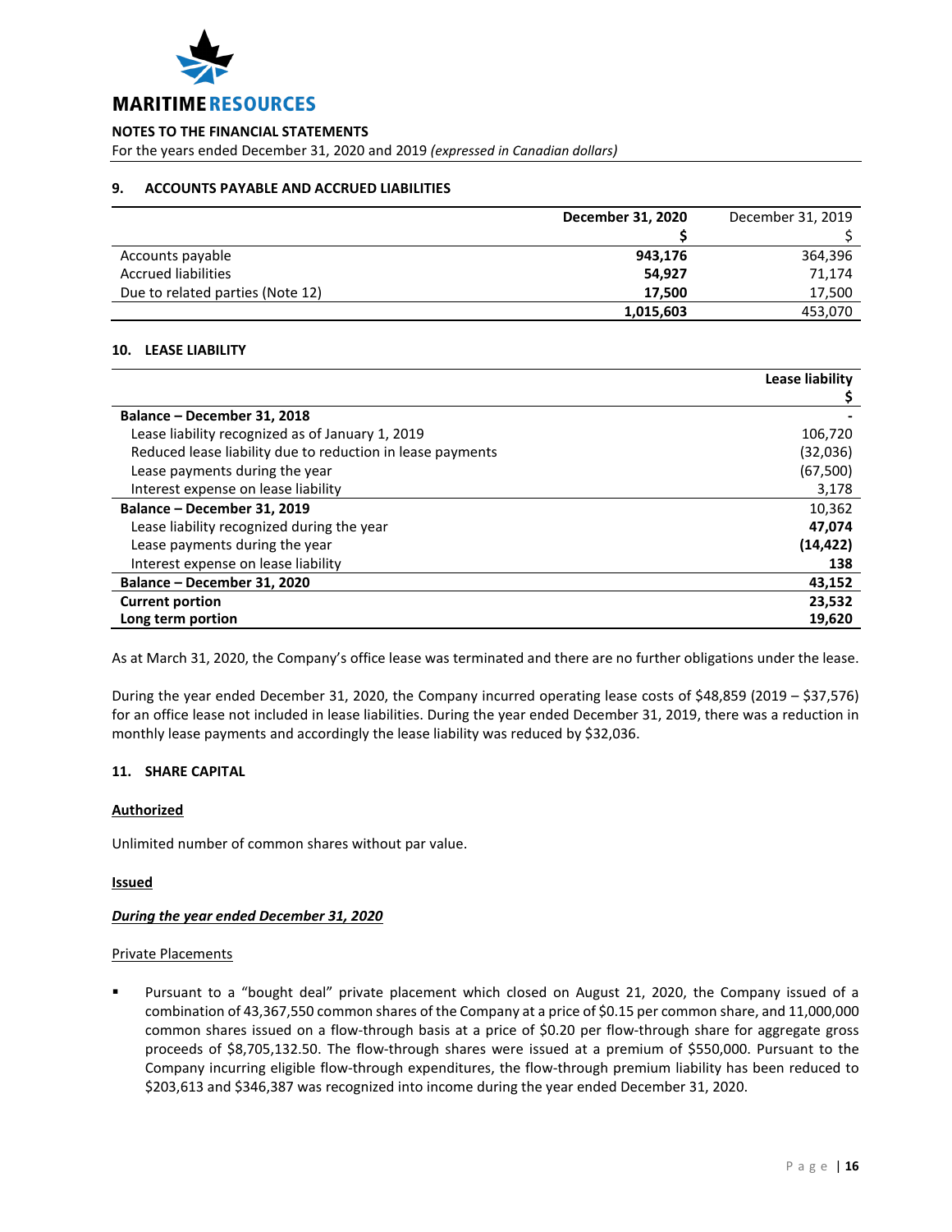## 9. ACCOUNTS PAYABLE AND ACCRUED LIABILITIES

| | **December 31, 2020** | December 31, 2019 |
|---|---|---|
| | **$** | $ |
| Accounts payable | **943,176** | 364,396 |
| Accrued liabilities | **54,927** | 71,174 |
| Due to related parties (Note 12) | **17,500** | 17,500 |
| | **1,015,603** | 453,070 |

## 10. LEASE LIABILITY

| | **Lease liability** |
|---|---|
| | **$** |
| **Balance – December 31, 2018** | **-** |
| Lease liability recognized as of January 1, 2019 | 106,720 |
| Reduced lease liability due to reduction in lease payments | (32,036) |
| Lease payments during the year | (67,500) |
| Interest expense on lease liability | 3,178 |
| **Balance – December 31, 2019** | 10,362 |
| Lease liability recognized during the year | **47,074** |
| Lease payments during the year | **(14,422)** |
| Interest expense on lease liability | **138** |
| **Balance – December 31, 2020** | **43,152** |
| **Current portion** | **23,532** |
| **Long term portion** | **19,620** |

As at March 31, 2020, the Company's office lease was terminated and there are no further obligations under the lease.

During the year ended December 31, 2020, the Company incurred operating lease costs of $48,859 (2019 – $37,576) for an office lease not included in lease liabilities. During the year ended December 31, 2019, there was a reduction in monthly lease payments and accordingly the lease liability was reduced by $32,036.

## 11. SHARE CAPITAL

**Authorized**

Unlimited number of common shares without par value.

**Issued**

***During the year ended December 31, 2020***

Private Placements

- Pursuant to a "bought deal" private placement which closed on August 21, 2020, the Company issued of a combination of 43,367,550 common shares of the Company at a price of $0.15 per common share, and 11,000,000 common shares issued on a flow-through basis at a price of $0.20 per flow-through share for aggregate gross proceeds of $8,705,132.50. The flow-through shares were issued at a premium of $550,000. Pursuant to the Company incurring eligible flow-through expenditures, the flow-through premium liability has been reduced to $203,613 and $346,387 was recognized into income during the year ended December 31, 2020.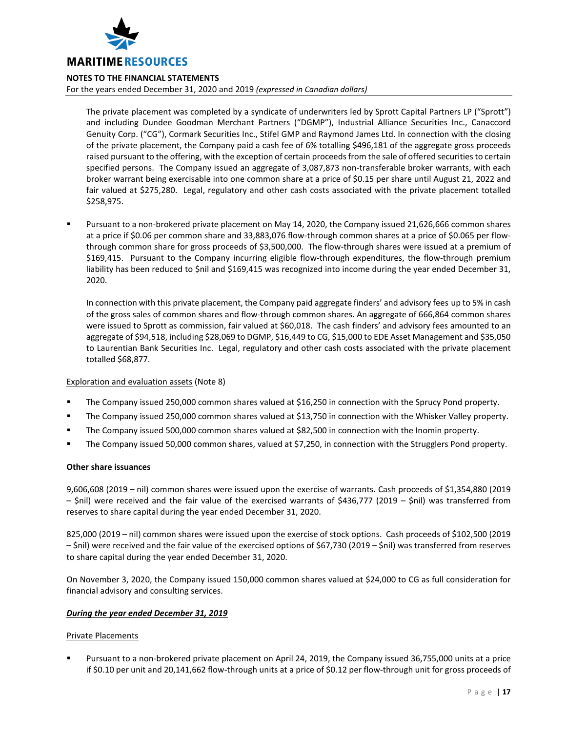The private placement was completed by a syndicate of underwriters led by Sprott Capital Partners LP ("Sprott") and including Dundee Goodman Merchant Partners ("DGMP"), Industrial Alliance Securities Inc., Canaccord Genuity Corp. ("CG"), Cormark Securities Inc., Stifel GMP and Raymond James Ltd. In connection with the closing of the private placement, the Company paid a cash fee of 6% totalling $496,181 of the aggregate gross proceeds raised pursuant to the offering, with the exception of certain proceeds from the sale of offered securities to certain specified persons. The Company issued an aggregate of 3,087,873 non-transferable broker warrants, with each broker warrant being exercisable into one common share at a price of $0.15 per share until August 21, 2022 and fair valued at $275,280. Legal, regulatory and other cash costs associated with the private placement totalled $258,975.

- Pursuant to a non-brokered private placement on May 14, 2020, the Company issued 21,626,666 common shares at a price if $0.06 per common share and 33,883,076 flow-through common shares at a price of $0.065 per flow-through common share for gross proceeds of $3,500,000. The flow-through shares were issued at a premium of $169,415. Pursuant to the Company incurring eligible flow-through expenditures, the flow-through premium liability has been reduced to $nil and $169,415 was recognized into income during the year ended December 31, 2020.

  In connection with this private placement, the Company paid aggregate finders' and advisory fees up to 5% in cash of the gross sales of common shares and flow-through common shares. An aggregate of 666,864 common shares were issued to Sprott as commission, fair valued at $60,018. The cash finders' and advisory fees amounted to an aggregate of $94,518, including $28,069 to DGMP, $16,449 to CG, $15,000 to EDE Asset Management and $35,050 to Laurentian Bank Securities Inc. Legal, regulatory and other cash costs associated with the private placement totalled $68,877.

<u>Exploration and evaluation assets</u> (Note 8)

- The Company issued 250,000 common shares valued at $16,250 in connection with the Sprucy Pond property.
- The Company issued 250,000 common shares valued at $13,750 in connection with the Whisker Valley property.
- The Company issued 500,000 common shares valued at $82,500 in connection with the Inomin property.
- The Company issued 50,000 common shares, valued at $7,250, in connection with the Strugglers Pond property.

**Other share issuances**

9,606,608 (2019 – nil) common shares were issued upon the exercise of warrants. Cash proceeds of $1,354,880 (2019 – $nil) were received and the fair value of the exercised warrants of $436,777 (2019 – $nil) was transferred from reserves to share capital during the year ended December 31, 2020.

825,000 (2019 – nil) common shares were issued upon the exercise of stock options. Cash proceeds of $102,500 (2019 – $nil) were received and the fair value of the exercised options of $67,730 (2019 – $nil) was transferred from reserves to share capital during the year ended December 31, 2020.

On November 3, 2020, the Company issued 150,000 common shares valued at $24,000 to CG as full consideration for financial advisory and consulting services.

***<u>During the year ended December 31, 2019</u>***

<u>Private Placements</u>

- Pursuant to a non-brokered private placement on April 24, 2019, the Company issued 36,755,000 units at a price if $0.10 per unit and 20,141,662 flow-through units at a price of $0.12 per flow-through unit for gross proceeds of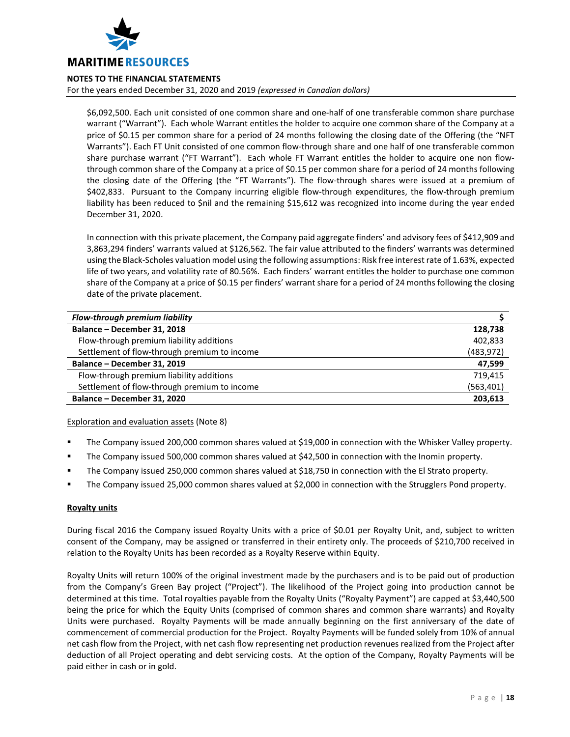$6,092,500. Each unit consisted of one common share and one-half of one transferable common share purchase warrant ("Warrant"). Each whole Warrant entitles the holder to acquire one common share of the Company at a price of $0.15 per common share for a period of 24 months following the closing date of the Offering (the "NFT Warrants"). Each FT Unit consisted of one common flow-through share and one half of one transferable common share purchase warrant ("FT Warrant"). Each whole FT Warrant entitles the holder to acquire one non flow-through common share of the Company at a price of $0.15 per common share for a period of 24 months following the closing date of the Offering (the "FT Warrants"). The flow-through shares were issued at a premium of $402,833. Pursuant to the Company incurring eligible flow-through expenditures, the flow-through premium liability has been reduced to $nil and the remaining $15,612 was recognized into income during the year ended December 31, 2020.

In connection with this private placement, the Company paid aggregate finders' and advisory fees of $412,909 and 3,863,294 finders' warrants valued at $126,562. The fair value attributed to the finders' warrants was determined using the Black-Scholes valuation model using the following assumptions: Risk free interest rate of 1.63%, expected life of two years, and volatility rate of 80.56%. Each finders' warrant entitles the holder to purchase one common share of the Company at a price of $0.15 per finders' warrant share for a period of 24 months following the closing date of the private placement.

| *Flow-through premium liability* | $ |
|---|---|
| **Balance – December 31, 2018** | **128,738** |
| Flow-through premium liability additions | 402,833 |
| Settlement of flow-through premium to income | (483,972) |
| **Balance – December 31, 2019** | **47,599** |
| Flow-through premium liability additions | 719,415 |
| Settlement of flow-through premium to income | (563,401) |
| **Balance – December 31, 2020** | **203,613** |

Exploration and evaluation assets (Note 8)

- The Company issued 200,000 common shares valued at $19,000 in connection with the Whisker Valley property.
- The Company issued 500,000 common shares valued at $42,500 in connection with the Inomin property.
- The Company issued 250,000 common shares valued at $18,750 in connection with the El Strato property.
- The Company issued 25,000 common shares valued at $2,000 in connection with the Strugglers Pond property.

**Royalty units**

During fiscal 2016 the Company issued Royalty Units with a price of $0.01 per Royalty Unit, and, subject to written consent of the Company, may be assigned or transferred in their entirety only. The proceeds of $210,700 received in relation to the Royalty Units has been recorded as a Royalty Reserve within Equity.

Royalty Units will return 100% of the original investment made by the purchasers and is to be paid out of production from the Company's Green Bay project ("Project"). The likelihood of the Project going into production cannot be determined at this time. Total royalties payable from the Royalty Units ("Royalty Payment") are capped at $3,440,500 being the price for which the Equity Units (comprised of common shares and common share warrants) and Royalty Units were purchased. Royalty Payments will be made annually beginning on the first anniversary of the date of commencement of commercial production for the Project. Royalty Payments will be funded solely from 10% of annual net cash flow from the Project, with net cash flow representing net production revenues realized from the Project after deduction of all Project operating and debt servicing costs. At the option of the Company, Royalty Payments will be paid either in cash or in gold.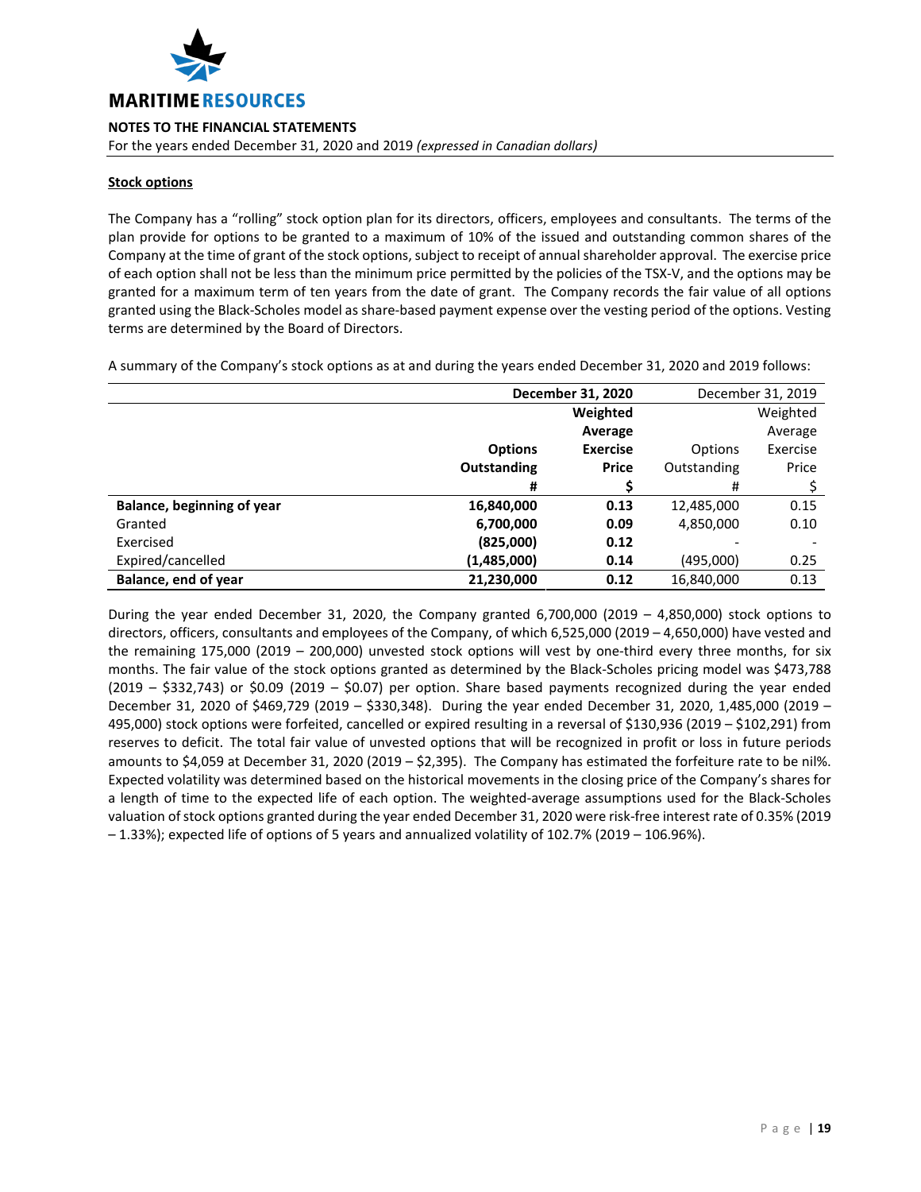**Stock options**

The Company has a "rolling" stock option plan for its directors, officers, employees and consultants. The terms of the plan provide for options to be granted to a maximum of 10% of the issued and outstanding common shares of the Company at the time of grant of the stock options, subject to receipt of annual shareholder approval. The exercise price of each option shall not be less than the minimum price permitted by the policies of the TSX-V, and the options may be granted for a maximum term of ten years from the date of grant. The Company records the fair value of all options granted using the Black-Scholes model as share-based payment expense over the vesting period of the options. Vesting terms are determined by the Board of Directors.

A summary of the Company's stock options as at and during the years ended December 31, 2020 and 2019 follows:

| | **December 31, 2020** | | December 31, 2019 | |
|---|---|---|---|---|
| | **Options Outstanding** | **Weighted Average Exercise Price** | Options Outstanding | Weighted Average Exercise Price |
| | **#** | **$** | # | $ |
| **Balance, beginning of year** | **16,840,000** | **0.13** | 12,485,000 | 0.15 |
| Granted | **6,700,000** | **0.09** | 4,850,000 | 0.10 |
| Exercised | **(825,000)** | **0.12** | - | - |
| Expired/cancelled | **(1,485,000)** | **0.14** | (495,000) | 0.25 |
| **Balance, end of year** | **21,230,000** | **0.12** | 16,840,000 | 0.13 |

During the year ended December 31, 2020, the Company granted 6,700,000 (2019 – 4,850,000) stock options to directors, officers, consultants and employees of the Company, of which 6,525,000 (2019 – 4,650,000) have vested and the remaining 175,000 (2019 – 200,000) unvested stock options will vest by one-third every three months, for six months. The fair value of the stock options granted as determined by the Black-Scholes pricing model was $473,788 (2019 – $332,743) or $0.09 (2019 – $0.07) per option. Share based payments recognized during the year ended December 31, 2020 of $469,729 (2019 – $330,348). During the year ended December 31, 2020, 1,485,000 (2019 – 495,000) stock options were forfeited, cancelled or expired resulting in a reversal of $130,936 (2019 – $102,291) from reserves to deficit. The total fair value of unvested options that will be recognized in profit or loss in future periods amounts to $4,059 at December 31, 2020 (2019 – $2,395). The Company has estimated the forfeiture rate to be nil%. Expected volatility was determined based on the historical movements in the closing price of the Company's shares for a length of time to the expected life of each option. The weighted-average assumptions used for the Black-Scholes valuation of stock options granted during the year ended December 31, 2020 were risk-free interest rate of 0.35% (2019 – 1.33%); expected life of options of 5 years and annualized volatility of 102.7% (2019 – 106.96%).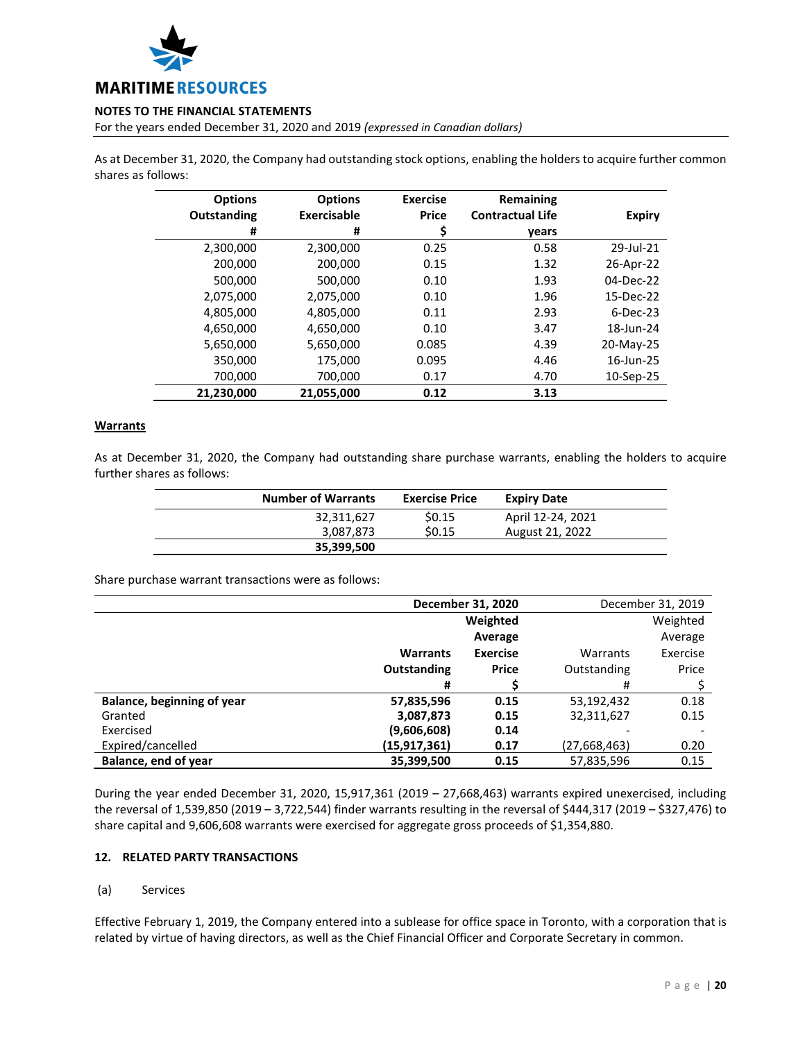As at December 31, 2020, the Company had outstanding stock options, enabling the holders to acquire further common shares as follows:

| Options Outstanding # | Options Exercisable # | Exercise Price $ | Remaining Contractual Life years | Expiry |
|---|---|---|---|---|
| 2,300,000 | 2,300,000 | 0.25 | 0.58 | 29-Jul-21 |
| 200,000 | 200,000 | 0.15 | 1.32 | 26-Apr-22 |
| 500,000 | 500,000 | 0.10 | 1.93 | 04-Dec-22 |
| 2,075,000 | 2,075,000 | 0.10 | 1.96 | 15-Dec-22 |
| 4,805,000 | 4,805,000 | 0.11 | 2.93 | 6-Dec-23 |
| 4,650,000 | 4,650,000 | 0.10 | 3.47 | 18-Jun-24 |
| 5,650,000 | 5,650,000 | 0.085 | 4.39 | 20-May-25 |
| 350,000 | 175,000 | 0.095 | 4.46 | 16-Jun-25 |
| 700,000 | 700,000 | 0.17 | 4.70 | 10-Sep-25 |
| **21,230,000** | **21,055,000** | **0.12** | **3.13** | |

**Warrants**

As at December 31, 2020, the Company had outstanding share purchase warrants, enabling the holders to acquire further shares as follows:

| Number of Warrants | Exercise Price | Expiry Date |
|---|---|---|
| 32,311,627 | $0.15 | April 12-24, 2021 |
| 3,087,873 | $0.15 | August 21, 2022 |
| **35,399,500** | | |

Share purchase warrant transactions were as follows:

| | **December 31, 2020** | | December 31, 2019 | |
|---|---|---|---|---|
| | **Warrants Outstanding #** | **Weighted Average Exercise Price $** | Warrants Outstanding # | Weighted Average Exercise Price $ |
| **Balance, beginning of year** | **57,835,596** | **0.15** | 53,192,432 | 0.18 |
| Granted | **3,087,873** | **0.15** | 32,311,627 | 0.15 |
| Exercised | **(9,606,608)** | **0.14** | - | - |
| Expired/cancelled | **(15,917,361)** | **0.17** | (27,668,463) | 0.20 |
| **Balance, end of year** | **35,399,500** | **0.15** | 57,835,596 | 0.15 |

During the year ended December 31, 2020, 15,917,361 (2019 – 27,668,463) warrants expired unexercised, including the reversal of 1,539,850 (2019 – 3,722,544) finder warrants resulting in the reversal of $444,317 (2019 – $327,476) to share capital and 9,606,608 warrants were exercised for aggregate gross proceeds of $1,354,880.

## 12. RELATED PARTY TRANSACTIONS

(a) Services

Effective February 1, 2019, the Company entered into a sublease for office space in Toronto, with a corporation that is related by virtue of having directors, as well as the Chief Financial Officer and Corporate Secretary in common.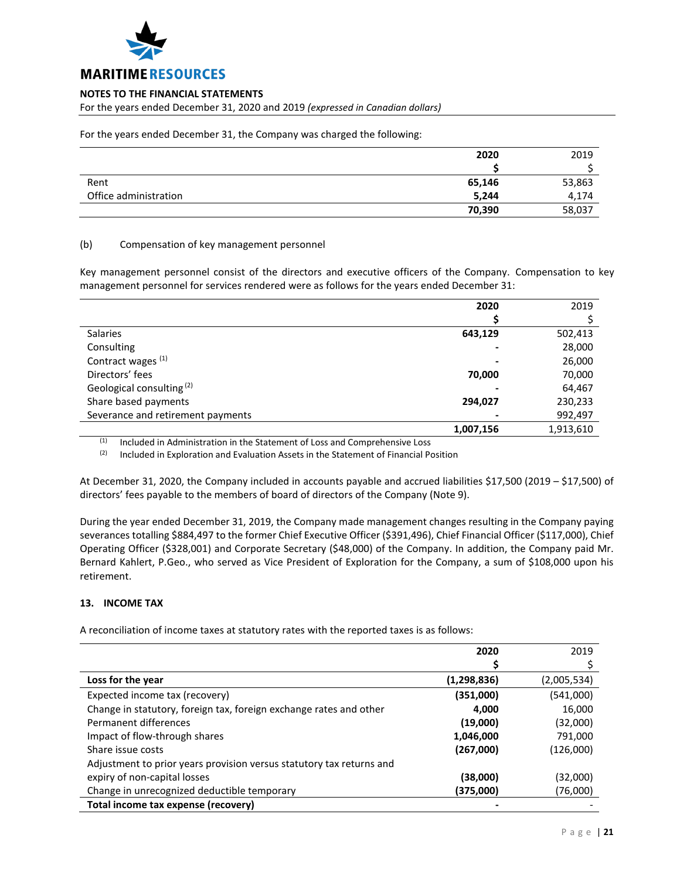For the years ended December 31, the Company was charged the following:

| | 2020 | 2019 |
|---|---|---|
| | **$** | $ |
| Rent | **65,146** | 53,863 |
| Office administration | **5,244** | 4,174 |
| | **70,390** | 58,037 |

(b) Compensation of key management personnel

Key management personnel consist of the directors and executive officers of the Company. Compensation to key management personnel for services rendered were as follows for the years ended December 31:

| | 2020 | 2019 |
|---|---|---|
| | **$** | $ |
| Salaries | **643,129** | 502,413 |
| Consulting | **-** | 28,000 |
| Contract wages [1] | **-** | 26,000 |
| Directors' fees | **70,000** | 70,000 |
| Geological consulting [2] | **-** | 64,467 |
| Share based payments | **294,027** | 230,233 |
| Severance and retirement payments | **-** | 992,497 |
| | **1,007,156** | 1,913,610 |

[1] Included in Administration in the Statement of Loss and Comprehensive Loss
[2] Included in Exploration and Evaluation Assets in the Statement of Financial Position

At December 31, 2020, the Company included in accounts payable and accrued liabilities $17,500 (2019 – $17,500) of directors' fees payable to the members of board of directors of the Company (Note 9).

During the year ended December 31, 2019, the Company made management changes resulting in the Company paying severances totalling $884,497 to the former Chief Executive Officer ($391,496), Chief Financial Officer ($117,000), Chief Operating Officer ($328,001) and Corporate Secretary ($48,000) of the Company. In addition, the Company paid Mr. Bernard Kahlert, P.Geo., who served as Vice President of Exploration for the Company, a sum of $108,000 upon his retirement.

## 13. INCOME TAX

A reconciliation of income taxes at statutory rates with the reported taxes is as follows:

| | 2020 | 2019 |
|---|---|---|
| | **$** | $ |
| **Loss for the year** | **(1,298,836)** | (2,005,534) |
| Expected income tax (recovery) | **(351,000)** | (541,000) |
| Change in statutory, foreign tax, foreign exchange rates and other | **4,000** | 16,000 |
| Permanent differences | **(19,000)** | (32,000) |
| Impact of flow-through shares | **1,046,000** | 791,000 |
| Share issue costs | **(267,000)** | (126,000) |
| Adjustment to prior years provision versus statutory tax returns and expiry of non-capital losses | **(38,000)** | (32,000) |
| Change in unrecognized deductible temporary | **(375,000)** | (76,000) |
| **Total income tax expense (recovery)** | **-** | - |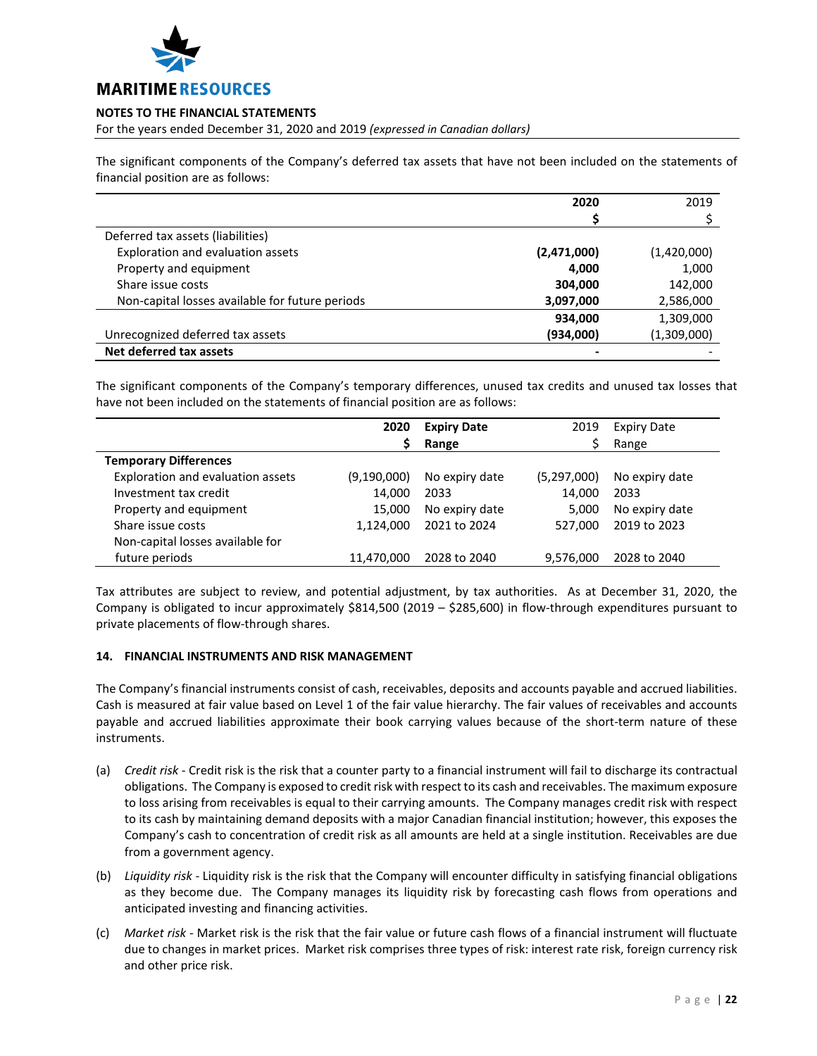The significant components of the Company's deferred tax assets that have not been included on the statements of financial position are as follows:

| | **2020** | 2019 |
|---|---|---|
| | **$** | $ |
| Deferred tax assets (liabilities) | | |
| Exploration and evaluation assets | **(2,471,000)** | (1,420,000) |
| Property and equipment | **4,000** | 1,000 |
| Share issue costs | **304,000** | 142,000 |
| Non-capital losses available for future periods | **3,097,000** | 2,586,000 |
| | **934,000** | 1,309,000 |
| Unrecognized deferred tax assets | **(934,000)** | (1,309,000) |
| **Net deferred tax assets** | **-** | - |

The significant components of the Company's temporary differences, unused tax credits and unused tax losses that have not been included on the statements of financial position are as follows:

| | **2020** | **Expiry Date** | 2019 | Expiry Date |
|---|---|---|---|---|
| | **$** | **Range** | $ | Range |
| **Temporary Differences** | | | | |
| Exploration and evaluation assets | (9,190,000) | No expiry date | (5,297,000) | No expiry date |
| Investment tax credit | 14,000 | 2033 | 14,000 | 2033 |
| Property and equipment | 15,000 | No expiry date | 5,000 | No expiry date |
| Share issue costs | 1,124,000 | 2021 to 2024 | 527,000 | 2019 to 2023 |
| Non-capital losses available for future periods | 11,470,000 | 2028 to 2040 | 9,576,000 | 2028 to 2040 |

Tax attributes are subject to review, and potential adjustment, by tax authorities. As at December 31, 2020, the Company is obligated to incur approximately $814,500 (2019 – $285,600) in flow-through expenditures pursuant to private placements of flow-through shares.

## 14. FINANCIAL INSTRUMENTS AND RISK MANAGEMENT

The Company's financial instruments consist of cash, receivables, deposits and accounts payable and accrued liabilities. Cash is measured at fair value based on Level 1 of the fair value hierarchy. The fair values of receivables and accounts payable and accrued liabilities approximate their book carrying values because of the short-term nature of these instruments.

(a) *Credit risk* - Credit risk is the risk that a counter party to a financial instrument will fail to discharge its contractual obligations. The Company is exposed to credit risk with respect to its cash and receivables. The maximum exposure to loss arising from receivables is equal to their carrying amounts. The Company manages credit risk with respect to its cash by maintaining demand deposits with a major Canadian financial institution; however, this exposes the Company's cash to concentration of credit risk as all amounts are held at a single institution. Receivables are due from a government agency.

(b) *Liquidity risk* - Liquidity risk is the risk that the Company will encounter difficulty in satisfying financial obligations as they become due. The Company manages its liquidity risk by forecasting cash flows from operations and anticipated investing and financing activities.

(c) *Market risk* - Market risk is the risk that the fair value or future cash flows of a financial instrument will fluctuate due to changes in market prices. Market risk comprises three types of risk: interest rate risk, foreign currency risk and other price risk.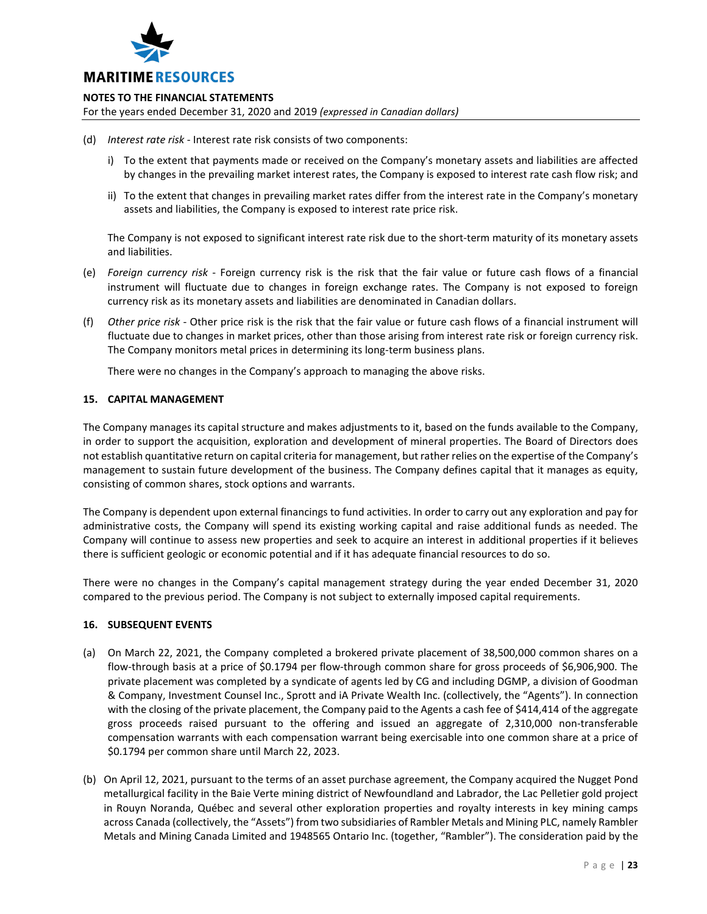(d) *Interest rate risk* - Interest rate risk consists of two components:

   i) To the extent that payments made or received on the Company's monetary assets and liabilities are affected by changes in the prevailing market interest rates, the Company is exposed to interest rate cash flow risk; and

   ii) To the extent that changes in prevailing market rates differ from the interest rate in the Company's monetary assets and liabilities, the Company is exposed to interest rate price risk.

   The Company is not exposed to significant interest rate risk due to the short-term maturity of its monetary assets and liabilities.

(e) *Foreign currency risk* - Foreign currency risk is the risk that the fair value or future cash flows of a financial instrument will fluctuate due to changes in foreign exchange rates. The Company is not exposed to foreign currency risk as its monetary assets and liabilities are denominated in Canadian dollars.

(f) *Other price risk* - Other price risk is the risk that the fair value or future cash flows of a financial instrument will fluctuate due to changes in market prices, other than those arising from interest rate risk or foreign currency risk. The Company monitors metal prices in determining its long-term business plans.

   There were no changes in the Company's approach to managing the above risks.

## 15. CAPITAL MANAGEMENT

The Company manages its capital structure and makes adjustments to it, based on the funds available to the Company, in order to support the acquisition, exploration and development of mineral properties. The Board of Directors does not establish quantitative return on capital criteria for management, but rather relies on the expertise of the Company's management to sustain future development of the business. The Company defines capital that it manages as equity, consisting of common shares, stock options and warrants.

The Company is dependent upon external financings to fund activities. In order to carry out any exploration and pay for administrative costs, the Company will spend its existing working capital and raise additional funds as needed. The Company will continue to assess new properties and seek to acquire an interest in additional properties if it believes there is sufficient geologic or economic potential and if it has adequate financial resources to do so.

There were no changes in the Company's capital management strategy during the year ended December 31, 2020 compared to the previous period. The Company is not subject to externally imposed capital requirements.

## 16. SUBSEQUENT EVENTS

(a) On March 22, 2021, the Company completed a brokered private placement of 38,500,000 common shares on a flow-through basis at a price of $0.1794 per flow-through common share for gross proceeds of $6,906,900. The private placement was completed by a syndicate of agents led by CG and including DGMP, a division of Goodman & Company, Investment Counsel Inc., Sprott and iA Private Wealth Inc. (collectively, the "Agents"). In connection with the closing of the private placement, the Company paid to the Agents a cash fee of $414,414 of the aggregate gross proceeds raised pursuant to the offering and issued an aggregate of 2,310,000 non-transferable compensation warrants with each compensation warrant being exercisable into one common share at a price of $0.1794 per common share until March 22, 2023.

(b) On April 12, 2021, pursuant to the terms of an asset purchase agreement, the Company acquired the Nugget Pond metallurgical facility in the Baie Verte mining district of Newfoundland and Labrador, the Lac Pelletier gold project in Rouyn Noranda, Québec and several other exploration properties and royalty interests in key mining camps across Canada (collectively, the "Assets") from two subsidiaries of Rambler Metals and Mining PLC, namely Rambler Metals and Mining Canada Limited and 1948565 Ontario Inc. (together, "Rambler"). The consideration paid by the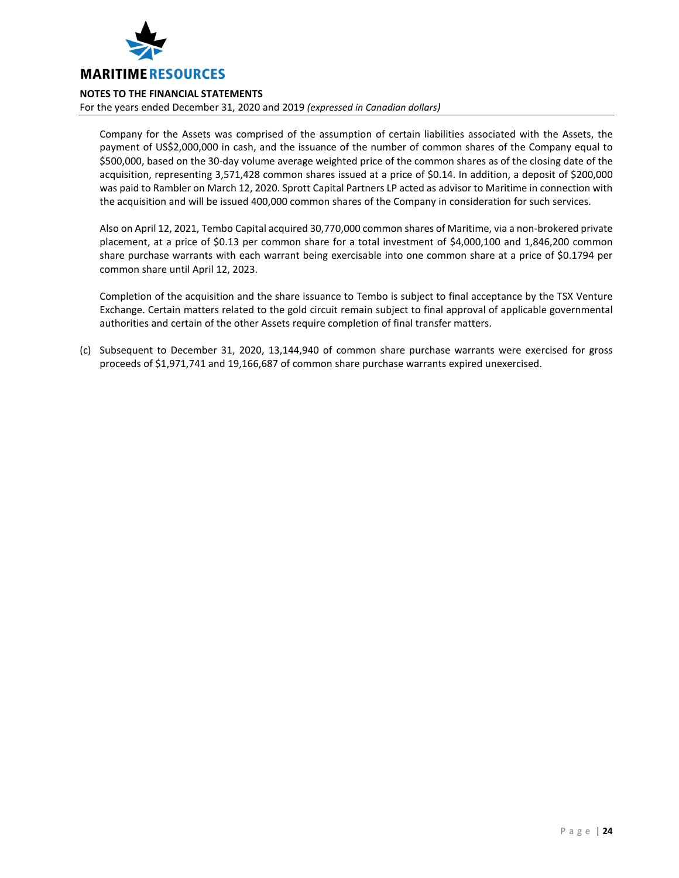Company for the Assets was comprised of the assumption of certain liabilities associated with the Assets, the payment of US$2,000,000 in cash, and the issuance of the number of common shares of the Company equal to $500,000, based on the 30-day volume average weighted price of the common shares as of the closing date of the acquisition, representing 3,571,428 common shares issued at a price of $0.14. In addition, a deposit of $200,000 was paid to Rambler on March 12, 2020. Sprott Capital Partners LP acted as advisor to Maritime in connection with the acquisition and will be issued 400,000 common shares of the Company in consideration for such services.

Also on April 12, 2021, Tembo Capital acquired 30,770,000 common shares of Maritime, via a non-brokered private placement, at a price of $0.13 per common share for a total investment of $4,000,100 and 1,846,200 common share purchase warrants with each warrant being exercisable into one common share at a price of $0.1794 per common share until April 12, 2023.

Completion of the acquisition and the share issuance to Tembo is subject to final acceptance by the TSX Venture Exchange. Certain matters related to the gold circuit remain subject to final approval of applicable governmental authorities and certain of the other Assets require completion of final transfer matters.

(c) Subsequent to December 31, 2020, 13,144,940 of common share purchase warrants were exercised for gross proceeds of $1,971,741 and 19,166,687 of common share purchase warrants expired unexercised.